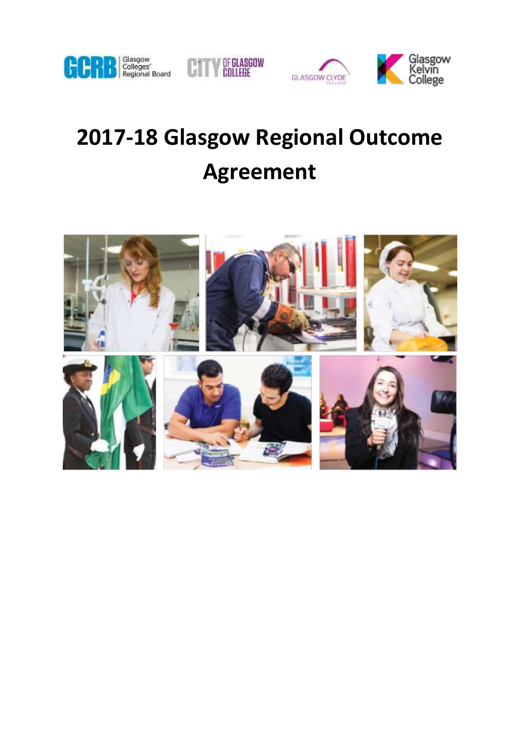# 2017-18 Glasgow Regional Outcome Agreement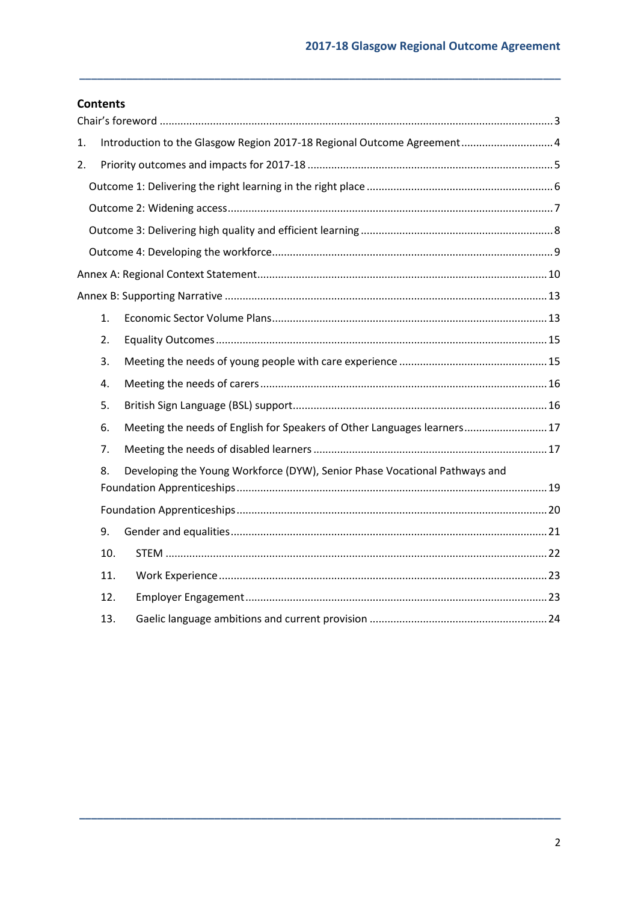## Contents

Chair's foreword ..... 3

1. Introduction to the Glasgow Region 2017-18 Regional Outcome Agreement ..... 4
2. Priority outcomes and impacts for 2017-18 ..... 5
   - Outcome 1: Delivering the right learning in the right place ..... 6
   - Outcome 2: Widening access ..... 7
   - Outcome 3: Delivering high quality and efficient learning ..... 8
   - Outcome 4: Developing the workforce ..... 9

Annex A: Regional Context Statement ..... 10

Annex B: Supporting Narrative ..... 13

1. Economic Sector Volume Plans ..... 13
2. Equality Outcomes ..... 15
3. Meeting the needs of young people with care experience ..... 15
4. Meeting the needs of carers ..... 16
5. British Sign Language (BSL) support ..... 16
6. Meeting the needs of English for Speakers of Other Languages learners ..... 17
7. Meeting the needs of disabled learners ..... 17
8. Developing the Young Workforce (DYW), Senior Phase Vocational Pathways and Foundation Apprenticeships ..... 19

   Foundation Apprenticeships ..... 20

9. Gender and equalities ..... 21
10. STEM ..... 22
11. Work Experience ..... 23
12. Employer Engagement ..... 23
13. Gaelic language ambitions and current provision ..... 24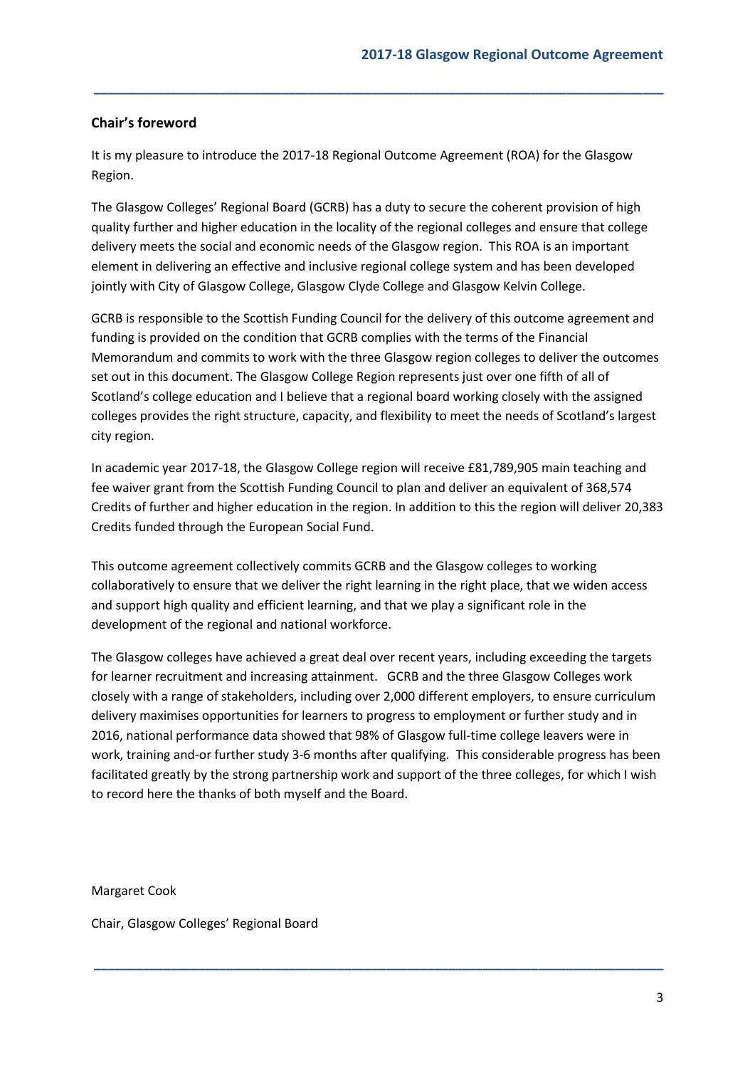## Chair's foreword

It is my pleasure to introduce the 2017-18 Regional Outcome Agreement (ROA) for the Glasgow Region.

The Glasgow Colleges' Regional Board (GCRB) has a duty to secure the coherent provision of high quality further and higher education in the locality of the regional colleges and ensure that college delivery meets the social and economic needs of the Glasgow region. This ROA is an important element in delivering an effective and inclusive regional college system and has been developed jointly with City of Glasgow College, Glasgow Clyde College and Glasgow Kelvin College.

GCRB is responsible to the Scottish Funding Council for the delivery of this outcome agreement and funding is provided on the condition that GCRB complies with the terms of the Financial Memorandum and commits to work with the three Glasgow region colleges to deliver the outcomes set out in this document. The Glasgow College Region represents just over one fifth of all of Scotland's college education and I believe that a regional board working closely with the assigned colleges provides the right structure, capacity, and flexibility to meet the needs of Scotland's largest city region.

In academic year 2017-18, the Glasgow College region will receive £81,789,905 main teaching and fee waiver grant from the Scottish Funding Council to plan and deliver an equivalent of 368,574 Credits of further and higher education in the region. In addition to this the region will deliver 20,383 Credits funded through the European Social Fund.

This outcome agreement collectively commits GCRB and the Glasgow colleges to working collaboratively to ensure that we deliver the right learning in the right place, that we widen access and support high quality and efficient learning, and that we play a significant role in the development of the regional and national workforce.

The Glasgow colleges have achieved a great deal over recent years, including exceeding the targets for learner recruitment and increasing attainment. GCRB and the three Glasgow Colleges work closely with a range of stakeholders, including over 2,000 different employers, to ensure curriculum delivery maximises opportunities for learners to progress to employment or further study and in 2016, national performance data showed that 98% of Glasgow full-time college leavers were in work, training and-or further study 3-6 months after qualifying. This considerable progress has been facilitated greatly by the strong partnership work and support of the three colleges, for which I wish to record here the thanks of both myself and the Board.

Margaret Cook

Chair, Glasgow Colleges' Regional Board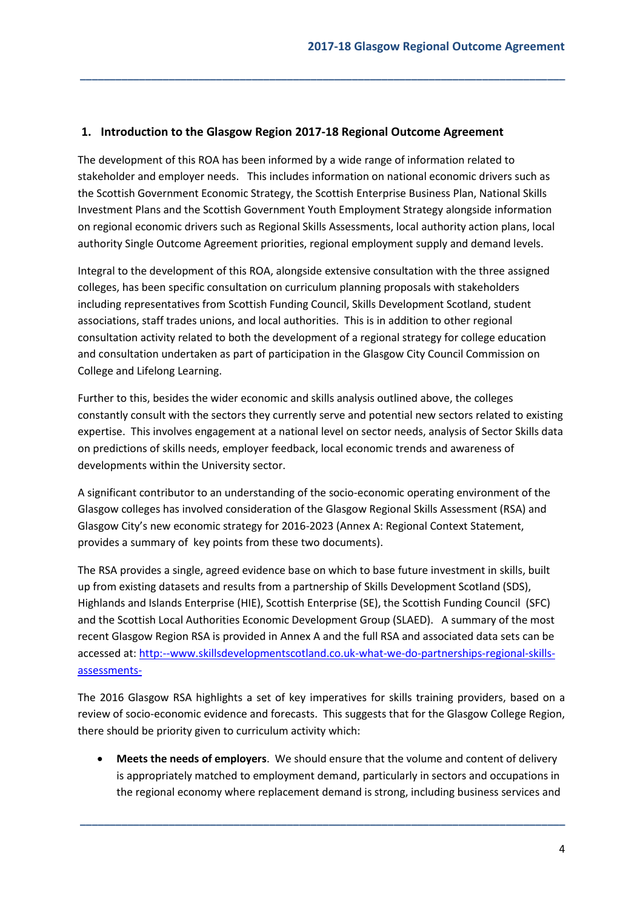## 1. Introduction to the Glasgow Region 2017-18 Regional Outcome Agreement

The development of this ROA has been informed by a wide range of information related to stakeholder and employer needs. This includes information on national economic drivers such as the Scottish Government Economic Strategy, the Scottish Enterprise Business Plan, National Skills Investment Plans and the Scottish Government Youth Employment Strategy alongside information on regional economic drivers such as Regional Skills Assessments, local authority action plans, local authority Single Outcome Agreement priorities, regional employment supply and demand levels.

Integral to the development of this ROA, alongside extensive consultation with the three assigned colleges, has been specific consultation on curriculum planning proposals with stakeholders including representatives from Scottish Funding Council, Skills Development Scotland, student associations, staff trades unions, and local authorities. This is in addition to other regional consultation activity related to both the development of a regional strategy for college education and consultation undertaken as part of participation in the Glasgow City Council Commission on College and Lifelong Learning.

Further to this, besides the wider economic and skills analysis outlined above, the colleges constantly consult with the sectors they currently serve and potential new sectors related to existing expertise. This involves engagement at a national level on sector needs, analysis of Sector Skills data on predictions of skills needs, employer feedback, local economic trends and awareness of developments within the University sector.

A significant contributor to an understanding of the socio-economic operating environment of the Glasgow colleges has involved consideration of the Glasgow Regional Skills Assessment (RSA) and Glasgow City's new economic strategy for 2016-2023 (Annex A: Regional Context Statement, provides a summary of key points from these two documents).

The RSA provides a single, agreed evidence base on which to base future investment in skills, built up from existing datasets and results from a partnership of Skills Development Scotland (SDS), Highlands and Islands Enterprise (HIE), Scottish Enterprise (SE), the Scottish Funding Council (SFC) and the Scottish Local Authorities Economic Development Group (SLAED). A summary of the most recent Glasgow Region RSA is provided in Annex A and the full RSA and associated data sets can be accessed at: [http:--www.skillsdevelopmentscotland.co.uk-what-we-do-partnerships-regional-skills-assessments-](http:--www.skillsdevelopmentscotland.co.uk-what-we-do-partnerships-regional-skills-assessments-)

The 2016 Glasgow RSA highlights a set of key imperatives for skills training providers, based on a review of socio-economic evidence and forecasts. This suggests that for the Glasgow College Region, there should be priority given to curriculum activity which:

- **Meets the needs of employers**. We should ensure that the volume and content of delivery is appropriately matched to employment demand, particularly in sectors and occupations in the regional economy where replacement demand is strong, including business services and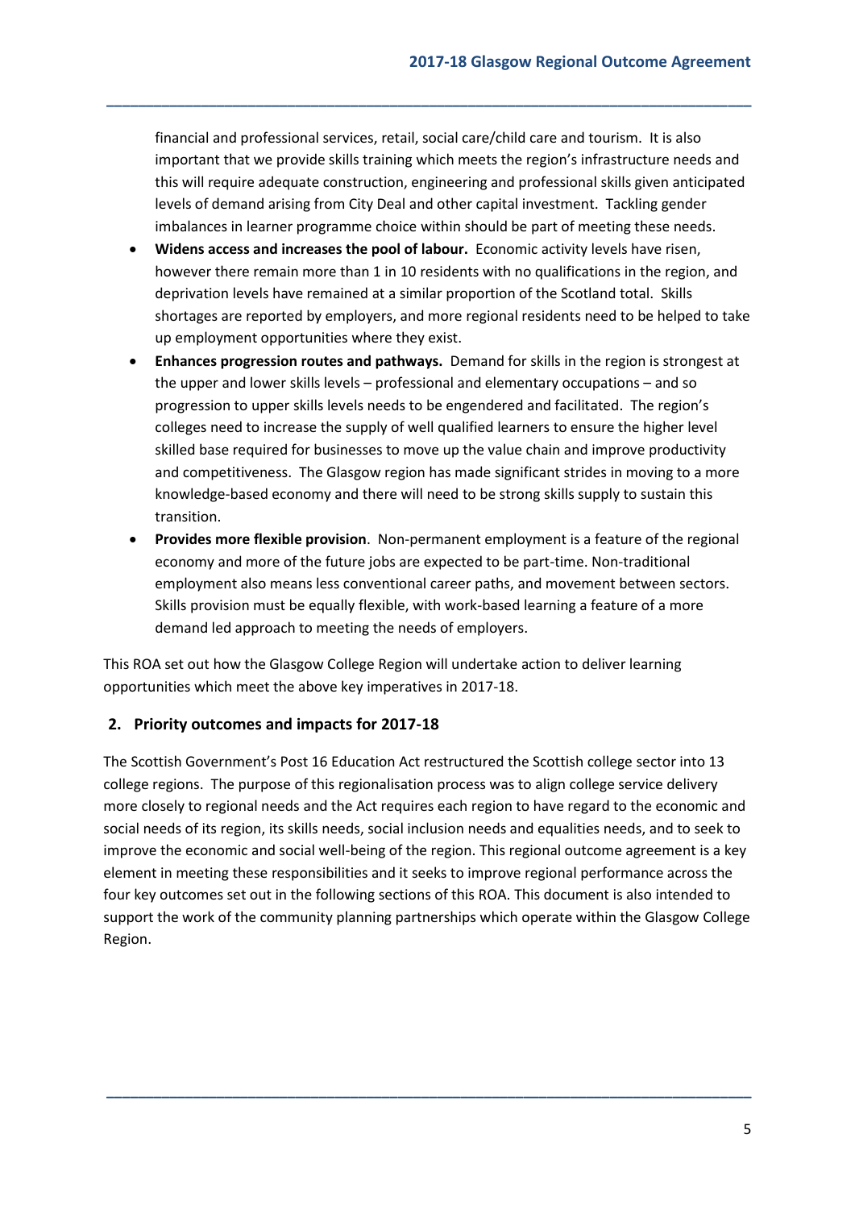financial and professional services, retail, social care/child care and tourism. It is also important that we provide skills training which meets the region's infrastructure needs and this will require adequate construction, engineering and professional skills given anticipated levels of demand arising from City Deal and other capital investment. Tackling gender imbalances in learner programme choice within should be part of meeting these needs.

- **Widens access and increases the pool of labour.** Economic activity levels have risen, however there remain more than 1 in 10 residents with no qualifications in the region, and deprivation levels have remained at a similar proportion of the Scotland total. Skills shortages are reported by employers, and more regional residents need to be helped to take up employment opportunities where they exist.
- **Enhances progression routes and pathways.** Demand for skills in the region is strongest at the upper and lower skills levels – professional and elementary occupations – and so progression to upper skills levels needs to be engendered and facilitated. The region's colleges need to increase the supply of well qualified learners to ensure the higher level skilled base required for businesses to move up the value chain and improve productivity and competitiveness. The Glasgow region has made significant strides in moving to a more knowledge-based economy and there will need to be strong skills supply to sustain this transition.
- **Provides more flexible provision**. Non-permanent employment is a feature of the regional economy and more of the future jobs are expected to be part-time. Non-traditional employment also means less conventional career paths, and movement between sectors. Skills provision must be equally flexible, with work-based learning a feature of a more demand led approach to meeting the needs of employers.

This ROA set out how the Glasgow College Region will undertake action to deliver learning opportunities which meet the above key imperatives in 2017-18.

## 2. Priority outcomes and impacts for 2017-18

The Scottish Government's Post 16 Education Act restructured the Scottish college sector into 13 college regions. The purpose of this regionalisation process was to align college service delivery more closely to regional needs and the Act requires each region to have regard to the economic and social needs of its region, its skills needs, social inclusion needs and equalities needs, and to seek to improve the economic and social well-being of the region. This regional outcome agreement is a key element in meeting these responsibilities and it seeks to improve regional performance across the four key outcomes set out in the following sections of this ROA. This document is also intended to support the work of the community planning partnerships which operate within the Glasgow College Region.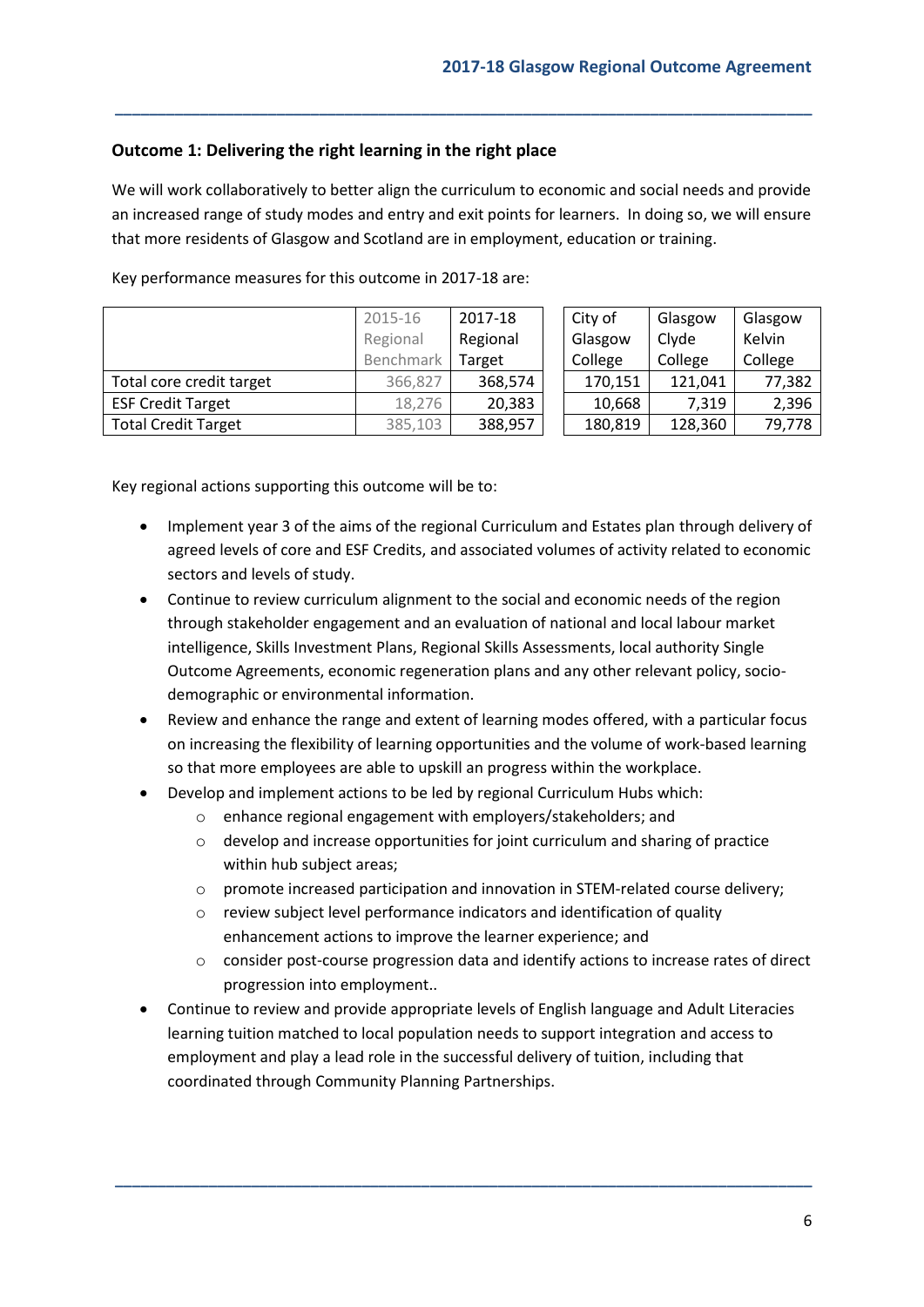## Outcome 1: Delivering the right learning in the right place

We will work collaboratively to better align the curriculum to economic and social needs and provide an increased range of study modes and entry and exit points for learners. In doing so, we will ensure that more residents of Glasgow and Scotland are in employment, education or training.

Key performance measures for this outcome in 2017-18 are:

| | 2015-16 Regional Benchmark | 2017-18 Regional Target | City of Glasgow College | Glasgow Clyde College | Glasgow Kelvin College |
|---|---|---|---|---|---|
| Total core credit target | 366,827 | 368,574 | 170,151 | 121,041 | 77,382 |
| ESF Credit Target | 18,276 | 20,383 | 10,668 | 7,319 | 2,396 |
| Total Credit Target | 385,103 | 388,957 | 180,819 | 128,360 | 79,778 |

Key regional actions supporting this outcome will be to:

- Implement year 3 of the aims of the regional Curriculum and Estates plan through delivery of agreed levels of core and ESF Credits, and associated volumes of activity related to economic sectors and levels of study.
- Continue to review curriculum alignment to the social and economic needs of the region through stakeholder engagement and an evaluation of national and local labour market intelligence, Skills Investment Plans, Regional Skills Assessments, local authority Single Outcome Agreements, economic regeneration plans and any other relevant policy, socio-demographic or environmental information.
- Review and enhance the range and extent of learning modes offered, with a particular focus on increasing the flexibility of learning opportunities and the volume of work-based learning so that more employees are able to upskill an progress within the workplace.
- Develop and implement actions to be led by regional Curriculum Hubs which:
  - enhance regional engagement with employers/stakeholders; and
  - develop and increase opportunities for joint curriculum and sharing of practice within hub subject areas;
  - promote increased participation and innovation in STEM-related course delivery;
  - review subject level performance indicators and identification of quality enhancement actions to improve the learner experience; and
  - consider post-course progression data and identify actions to increase rates of direct progression into employment..
- Continue to review and provide appropriate levels of English language and Adult Literacies learning tuition matched to local population needs to support integration and access to employment and play a lead role in the successful delivery of tuition, including that coordinated through Community Planning Partnerships.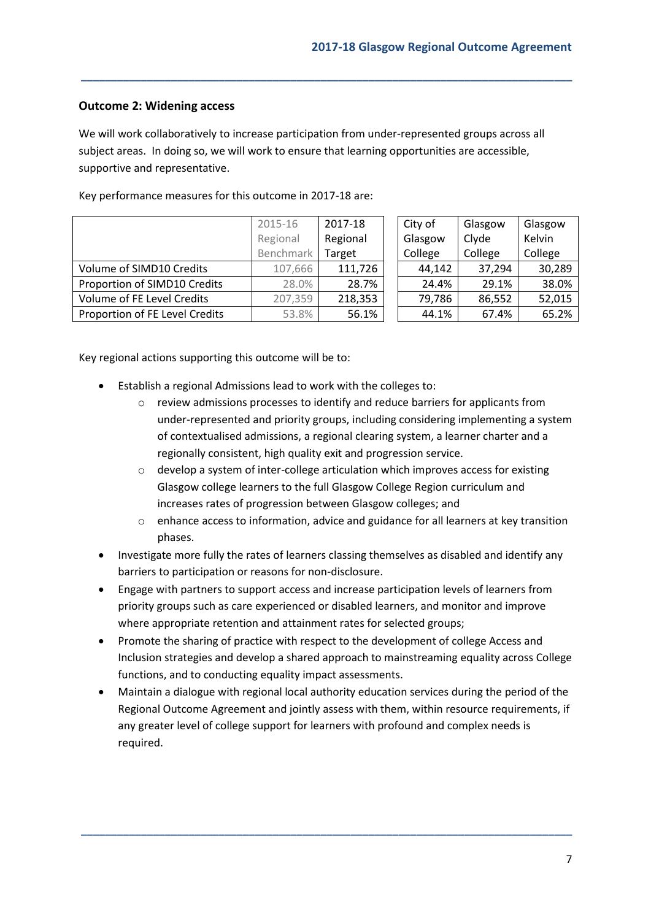### Outcome 2: Widening access

We will work collaboratively to increase participation from under-represented groups across all subject areas. In doing so, we will work to ensure that learning opportunities are accessible, supportive and representative.

Key performance measures for this outcome in 2017-18 are:

| | 2015-16 Regional Benchmark | 2017-18 Regional Target | City of Glasgow College | Glasgow Clyde College | Glasgow Kelvin College |
|---|---|---|---|---|---|
| Volume of SIMD10 Credits | 107,666 | 111,726 | 44,142 | 37,294 | 30,289 |
| Proportion of SIMD10 Credits | 28.0% | 28.7% | 24.4% | 29.1% | 38.0% |
| Volume of FE Level Credits | 207,359 | 218,353 | 79,786 | 86,552 | 52,015 |
| Proportion of FE Level Credits | 53.8% | 56.1% | 44.1% | 67.4% | 65.2% |

Key regional actions supporting this outcome will be to:

- Establish a regional Admissions lead to work with the colleges to:
  - review admissions processes to identify and reduce barriers for applicants from under-represented and priority groups, including considering implementing a system of contextualised admissions, a regional clearing system, a learner charter and a regionally consistent, high quality exit and progression service.
  - develop a system of inter-college articulation which improves access for existing Glasgow college learners to the full Glasgow College Region curriculum and increases rates of progression between Glasgow colleges; and
  - enhance access to information, advice and guidance for all learners at key transition phases.
- Investigate more fully the rates of learners classing themselves as disabled and identify any barriers to participation or reasons for non-disclosure.
- Engage with partners to support access and increase participation levels of learners from priority groups such as care experienced or disabled learners, and monitor and improve where appropriate retention and attainment rates for selected groups;
- Promote the sharing of practice with respect to the development of college Access and Inclusion strategies and develop a shared approach to mainstreaming equality across College functions, and to conducting equality impact assessments.
- Maintain a dialogue with regional local authority education services during the period of the Regional Outcome Agreement and jointly assess with them, within resource requirements, if any greater level of college support for learners with profound and complex needs is required.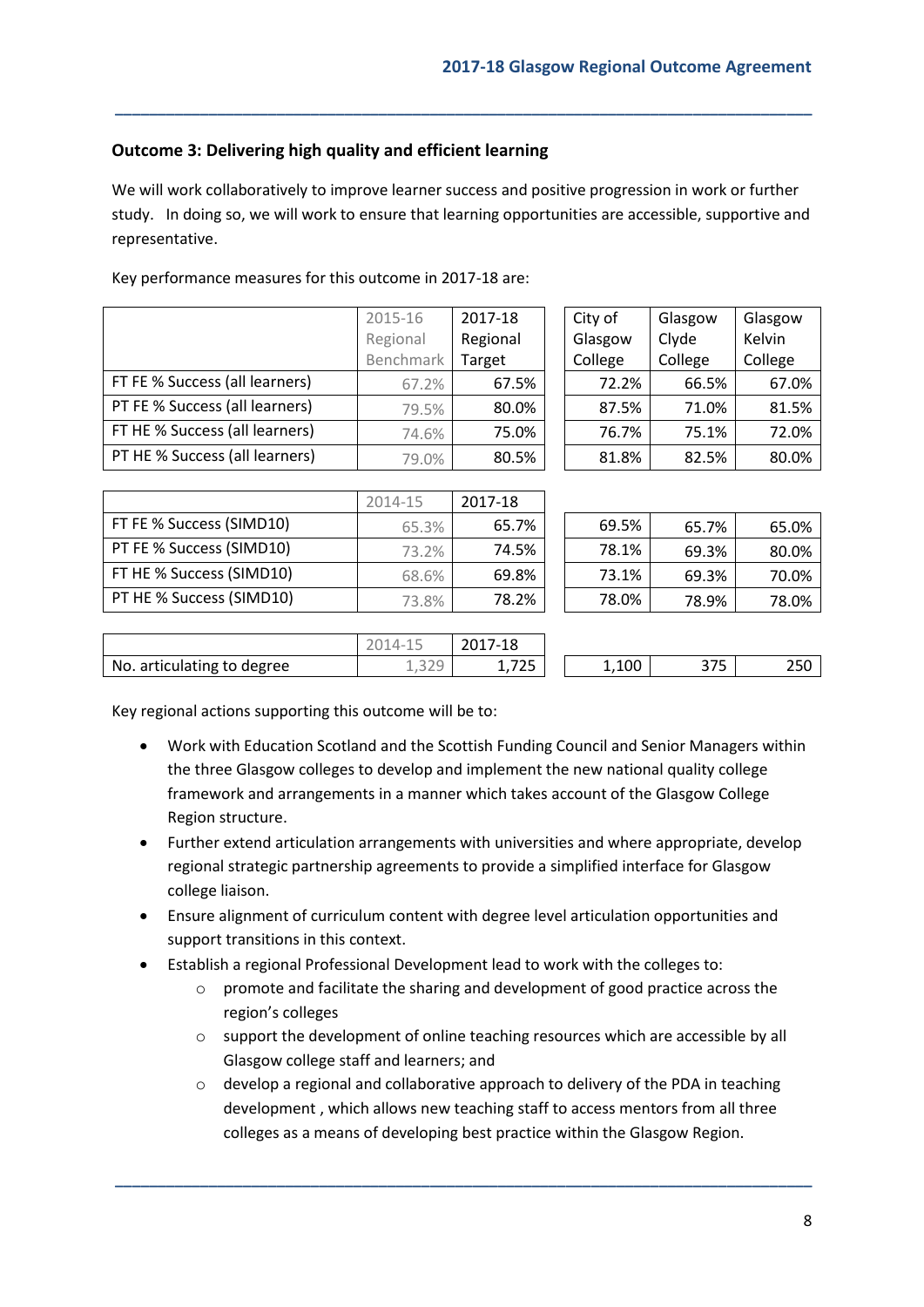### Outcome 3: Delivering high quality and efficient learning

We will work collaboratively to improve learner success and positive progression in work or further study. In doing so, we will work to ensure that learning opportunities are accessible, supportive and representative.

Key performance measures for this outcome in 2017-18 are:

| | 2015-16 Regional Benchmark | 2017-18 Regional Target | City of Glasgow College | Glasgow Clyde College | Glasgow Kelvin College |
|---|---|---|---|---|---|
| FT FE % Success (all learners) | 67.2% | 67.5% | 72.2% | 66.5% | 67.0% |
| PT FE % Success (all learners) | 79.5% | 80.0% | 87.5% | 71.0% | 81.5% |
| FT HE % Success (all learners) | 74.6% | 75.0% | 76.7% | 75.1% | 72.0% |
| PT HE % Success (all learners) | 79.0% | 80.5% | 81.8% | 82.5% | 80.0% |

| | 2014-15 | 2017-18 | City of Glasgow College | Glasgow Clyde College | Glasgow Kelvin College |
|---|---|---|---|---|---|
| FT FE % Success (SIMD10) | 65.3% | 65.7% | 69.5% | 65.7% | 65.0% |
| PT FE % Success (SIMD10) | 73.2% | 74.5% | 78.1% | 69.3% | 80.0% |
| FT HE % Success (SIMD10) | 68.6% | 69.8% | 73.1% | 69.3% | 70.0% |
| PT HE % Success (SIMD10) | 73.8% | 78.2% | 78.0% | 78.9% | 78.0% |

| | 2014-15 | 2017-18 | City of Glasgow College | Glasgow Clyde College | Glasgow Kelvin College |
|---|---|---|---|---|---|
| No. articulating to degree | 1,329 | 1,725 | 1,100 | 375 | 250 |

Key regional actions supporting this outcome will be to:

- Work with Education Scotland and the Scottish Funding Council and Senior Managers within the three Glasgow colleges to develop and implement the new national quality college framework and arrangements in a manner which takes account of the Glasgow College Region structure.
- Further extend articulation arrangements with universities and where appropriate, develop regional strategic partnership agreements to provide a simplified interface for Glasgow college liaison.
- Ensure alignment of curriculum content with degree level articulation opportunities and support transitions in this context.
- Establish a regional Professional Development lead to work with the colleges to:
  - promote and facilitate the sharing and development of good practice across the region's colleges
  - support the development of online teaching resources which are accessible by all Glasgow college staff and learners; and
  - develop a regional and collaborative approach to delivery of the PDA in teaching development , which allows new teaching staff to access mentors from all three colleges as a means of developing best practice within the Glasgow Region.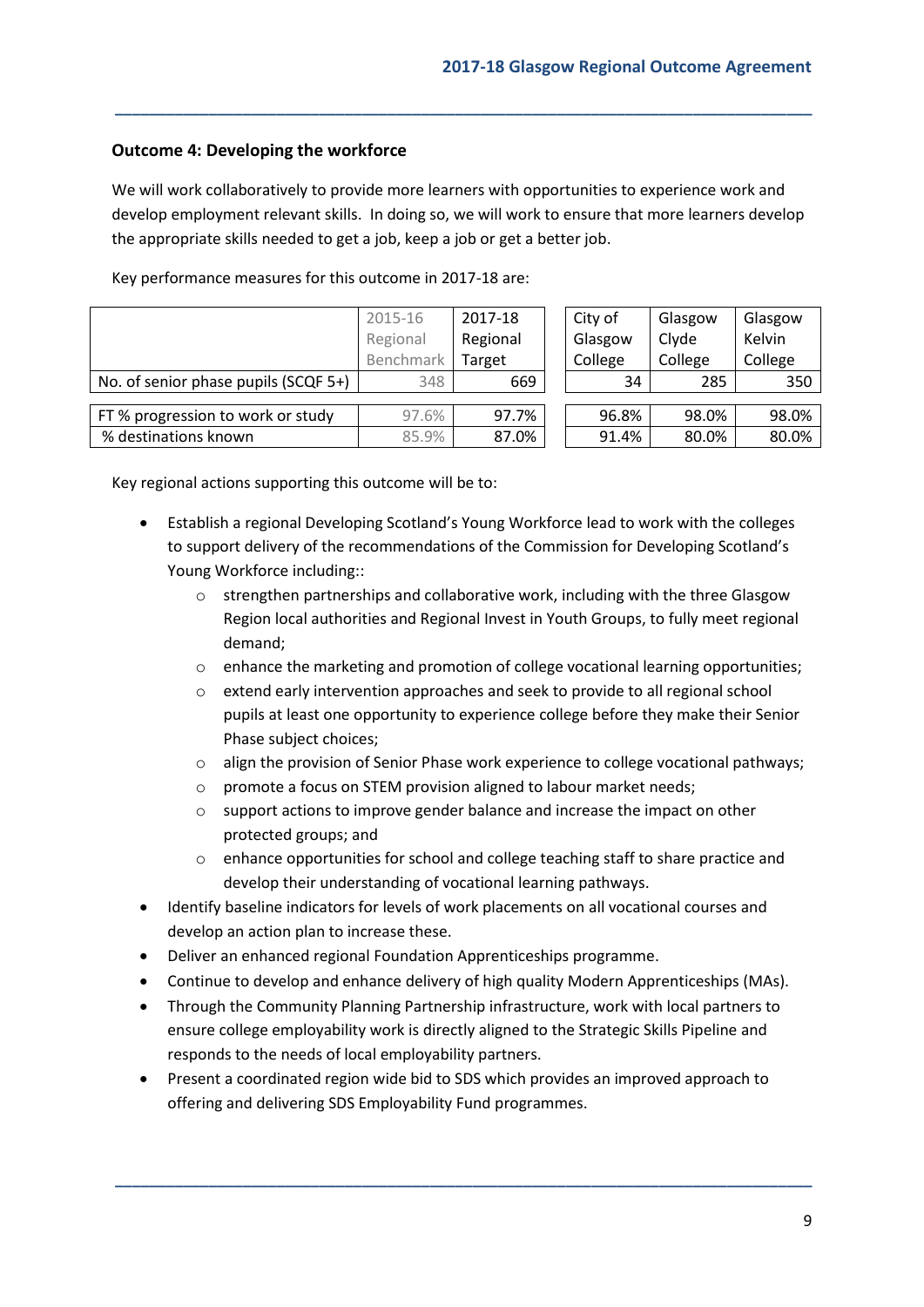### Outcome 4: Developing the workforce

We will work collaboratively to provide more learners with opportunities to experience work and develop employment relevant skills. In doing so, we will work to ensure that more learners develop the appropriate skills needed to get a job, keep a job or get a better job.

Key performance measures for this outcome in 2017-18 are:

| | 2015-16 Regional Benchmark | 2017-18 Regional Target | City of Glasgow College | Glasgow Clyde College | Glasgow Kelvin College |
|---|---|---|---|---|---|
| No. of senior phase pupils (SCQF 5+) | 348 | 669 | 34 | 285 | 350 |
| FT % progression to work or study | 97.6% | 97.7% | 96.8% | 98.0% | 98.0% |
| % destinations known | 85.9% | 87.0% | 91.4% | 80.0% | 80.0% |

Key regional actions supporting this outcome will be to:

- Establish a regional Developing Scotland's Young Workforce lead to work with the colleges to support delivery of the recommendations of the Commission for Developing Scotland's Young Workforce including::
  - strengthen partnerships and collaborative work, including with the three Glasgow Region local authorities and Regional Invest in Youth Groups, to fully meet regional demand;
  - enhance the marketing and promotion of college vocational learning opportunities;
  - extend early intervention approaches and seek to provide to all regional school pupils at least one opportunity to experience college before they make their Senior Phase subject choices;
  - align the provision of Senior Phase work experience to college vocational pathways;
  - promote a focus on STEM provision aligned to labour market needs;
  - support actions to improve gender balance and increase the impact on other protected groups; and
  - enhance opportunities for school and college teaching staff to share practice and develop their understanding of vocational learning pathways.
- Identify baseline indicators for levels of work placements on all vocational courses and develop an action plan to increase these.
- Deliver an enhanced regional Foundation Apprenticeships programme.
- Continue to develop and enhance delivery of high quality Modern Apprenticeships (MAs).
- Through the Community Planning Partnership infrastructure, work with local partners to ensure college employability work is directly aligned to the Strategic Skills Pipeline and responds to the needs of local employability partners.
- Present a coordinated region wide bid to SDS which provides an improved approach to offering and delivering SDS Employability Fund programmes.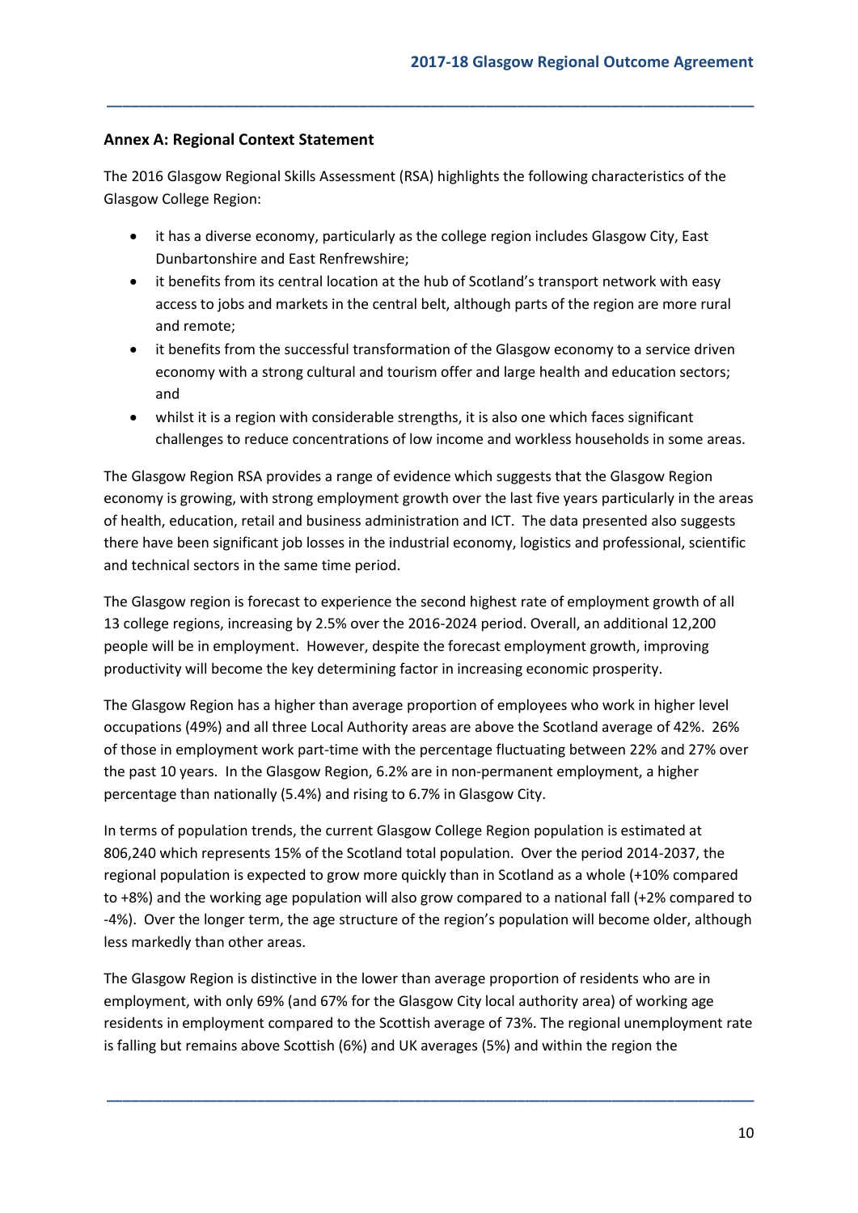### Annex A: Regional Context Statement

The 2016 Glasgow Regional Skills Assessment (RSA) highlights the following characteristics of the Glasgow College Region:

- it has a diverse economy, particularly as the college region includes Glasgow City, East Dunbartonshire and East Renfrewshire;
- it benefits from its central location at the hub of Scotland's transport network with easy access to jobs and markets in the central belt, although parts of the region are more rural and remote;
- it benefits from the successful transformation of the Glasgow economy to a service driven economy with a strong cultural and tourism offer and large health and education sectors; and
- whilst it is a region with considerable strengths, it is also one which faces significant challenges to reduce concentrations of low income and workless households in some areas.

The Glasgow Region RSA provides a range of evidence which suggests that the Glasgow Region economy is growing, with strong employment growth over the last five years particularly in the areas of health, education, retail and business administration and ICT. The data presented also suggests there have been significant job losses in the industrial economy, logistics and professional, scientific and technical sectors in the same time period.

The Glasgow region is forecast to experience the second highest rate of employment growth of all 13 college regions, increasing by 2.5% over the 2016-2024 period. Overall, an additional 12,200 people will be in employment. However, despite the forecast employment growth, improving productivity will become the key determining factor in increasing economic prosperity.

The Glasgow Region has a higher than average proportion of employees who work in higher level occupations (49%) and all three Local Authority areas are above the Scotland average of 42%. 26% of those in employment work part-time with the percentage fluctuating between 22% and 27% over the past 10 years. In the Glasgow Region, 6.2% are in non-permanent employment, a higher percentage than nationally (5.4%) and rising to 6.7% in Glasgow City.

In terms of population trends, the current Glasgow College Region population is estimated at 806,240 which represents 15% of the Scotland total population. Over the period 2014-2037, the regional population is expected to grow more quickly than in Scotland as a whole (+10% compared to +8%) and the working age population will also grow compared to a national fall (+2% compared to -4%). Over the longer term, the age structure of the region's population will become older, although less markedly than other areas.

The Glasgow Region is distinctive in the lower than average proportion of residents who are in employment, with only 69% (and 67% for the Glasgow City local authority area) of working age residents in employment compared to the Scottish average of 73%. The regional unemployment rate is falling but remains above Scottish (6%) and UK averages (5%) and within the region the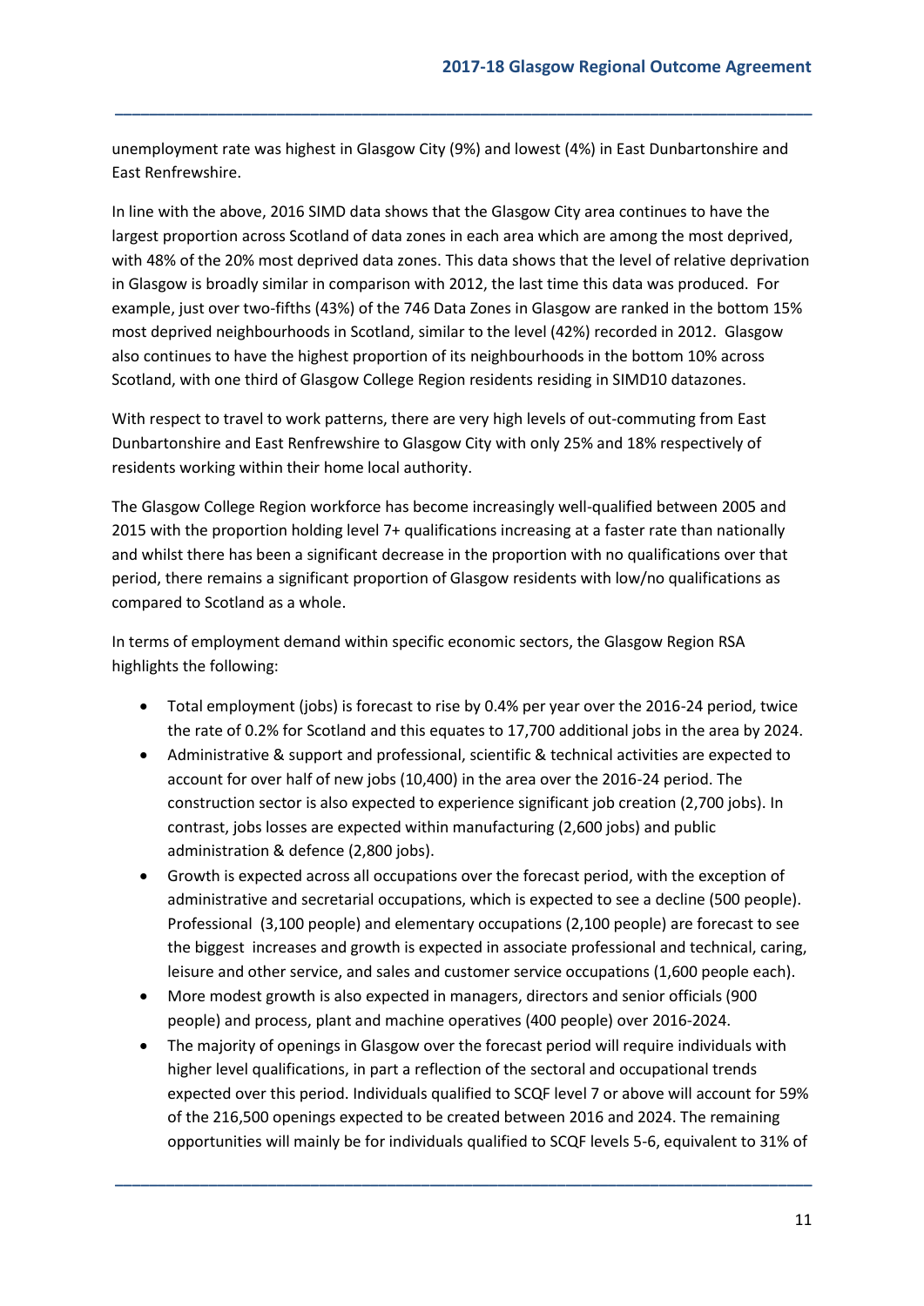unemployment rate was highest in Glasgow City (9%) and lowest (4%) in East Dunbartonshire and East Renfrewshire.

In line with the above, 2016 SIMD data shows that the Glasgow City area continues to have the largest proportion across Scotland of data zones in each area which are among the most deprived, with 48% of the 20% most deprived data zones. This data shows that the level of relative deprivation in Glasgow is broadly similar in comparison with 2012, the last time this data was produced. For example, just over two-fifths (43%) of the 746 Data Zones in Glasgow are ranked in the bottom 15% most deprived neighbourhoods in Scotland, similar to the level (42%) recorded in 2012. Glasgow also continues to have the highest proportion of its neighbourhoods in the bottom 10% across Scotland, with one third of Glasgow College Region residents residing in SIMD10 datazones.

With respect to travel to work patterns, there are very high levels of out-commuting from East Dunbartonshire and East Renfrewshire to Glasgow City with only 25% and 18% respectively of residents working within their home local authority.

The Glasgow College Region workforce has become increasingly well-qualified between 2005 and 2015 with the proportion holding level 7+ qualifications increasing at a faster rate than nationally and whilst there has been a significant decrease in the proportion with no qualifications over that period, there remains a significant proportion of Glasgow residents with low/no qualifications as compared to Scotland as a whole.

In terms of employment demand within specific economic sectors, the Glasgow Region RSA highlights the following:

- Total employment (jobs) is forecast to rise by 0.4% per year over the 2016-24 period, twice the rate of 0.2% for Scotland and this equates to 17,700 additional jobs in the area by 2024.
- Administrative & support and professional, scientific & technical activities are expected to account for over half of new jobs (10,400) in the area over the 2016-24 period. The construction sector is also expected to experience significant job creation (2,700 jobs). In contrast, jobs losses are expected within manufacturing (2,600 jobs) and public administration & defence (2,800 jobs).
- Growth is expected across all occupations over the forecast period, with the exception of administrative and secretarial occupations, which is expected to see a decline (500 people). Professional (3,100 people) and elementary occupations (2,100 people) are forecast to see the biggest increases and growth is expected in associate professional and technical, caring, leisure and other service, and sales and customer service occupations (1,600 people each).
- More modest growth is also expected in managers, directors and senior officials (900 people) and process, plant and machine operatives (400 people) over 2016-2024.
- The majority of openings in Glasgow over the forecast period will require individuals with higher level qualifications, in part a reflection of the sectoral and occupational trends expected over this period. Individuals qualified to SCQF level 7 or above will account for 59% of the 216,500 openings expected to be created between 2016 and 2024. The remaining opportunities will mainly be for individuals qualified to SCQF levels 5-6, equivalent to 31% of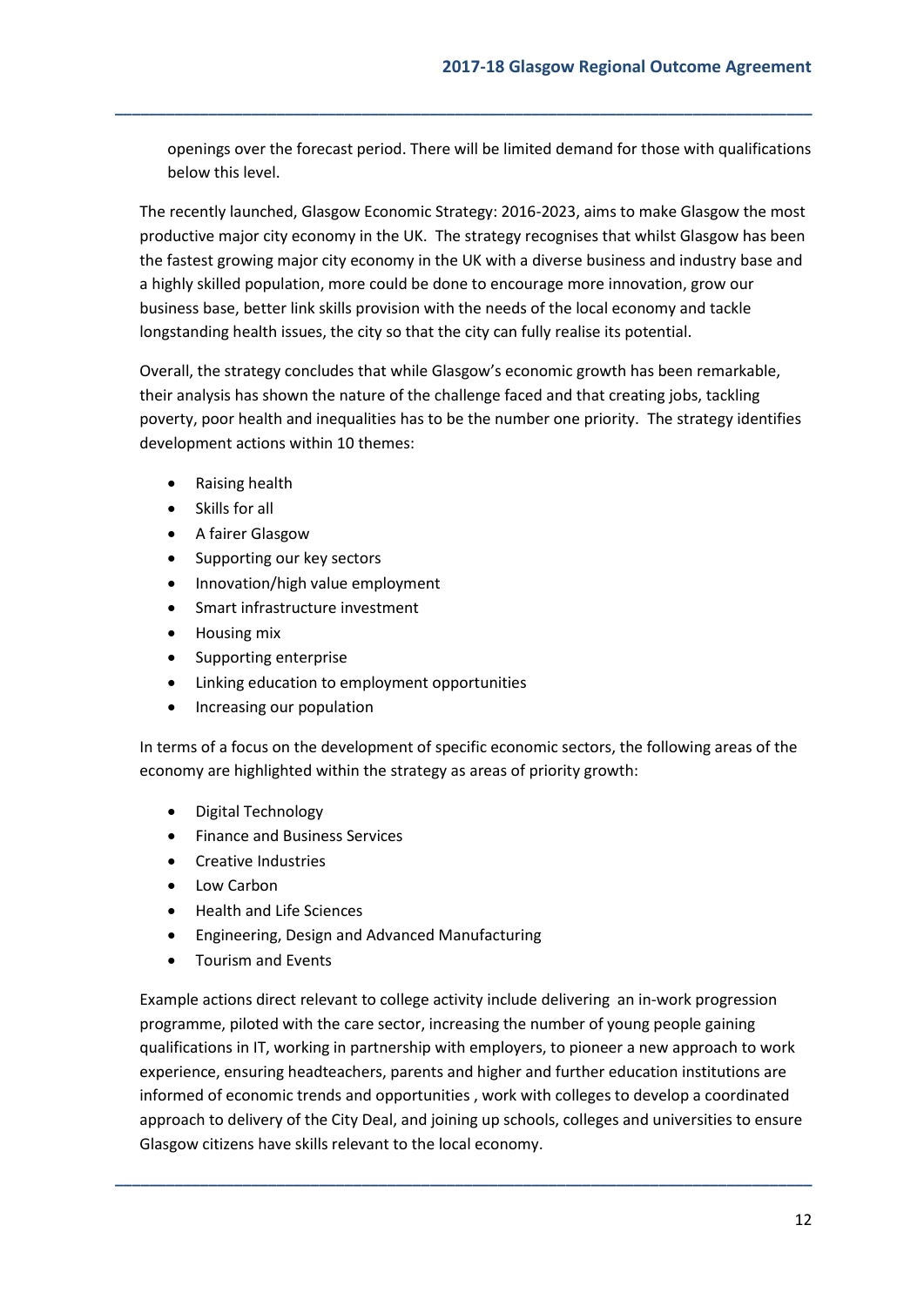openings over the forecast period. There will be limited demand for those with qualifications below this level.

The recently launched, Glasgow Economic Strategy: 2016-2023, aims to make Glasgow the most productive major city economy in the UK. The strategy recognises that whilst Glasgow has been the fastest growing major city economy in the UK with a diverse business and industry base and a highly skilled population, more could be done to encourage more innovation, grow our business base, better link skills provision with the needs of the local economy and tackle longstanding health issues, the city so that the city can fully realise its potential.

Overall, the strategy concludes that while Glasgow's economic growth has been remarkable, their analysis has shown the nature of the challenge faced and that creating jobs, tackling poverty, poor health and inequalities has to be the number one priority. The strategy identifies development actions within 10 themes:

- Raising health
- Skills for all
- A fairer Glasgow
- Supporting our key sectors
- Innovation/high value employment
- Smart infrastructure investment
- Housing mix
- Supporting enterprise
- Linking education to employment opportunities
- Increasing our population

In terms of a focus on the development of specific economic sectors, the following areas of the economy are highlighted within the strategy as areas of priority growth:

- Digital Technology
- Finance and Business Services
- Creative Industries
- Low Carbon
- Health and Life Sciences
- Engineering, Design and Advanced Manufacturing
- Tourism and Events

Example actions direct relevant to college activity include delivering an in-work progression programme, piloted with the care sector, increasing the number of young people gaining qualifications in IT, working in partnership with employers, to pioneer a new approach to work experience, ensuring headteachers, parents and higher and further education institutions are informed of economic trends and opportunities , work with colleges to develop a coordinated approach to delivery of the City Deal, and joining up schools, colleges and universities to ensure Glasgow citizens have skills relevant to the local economy.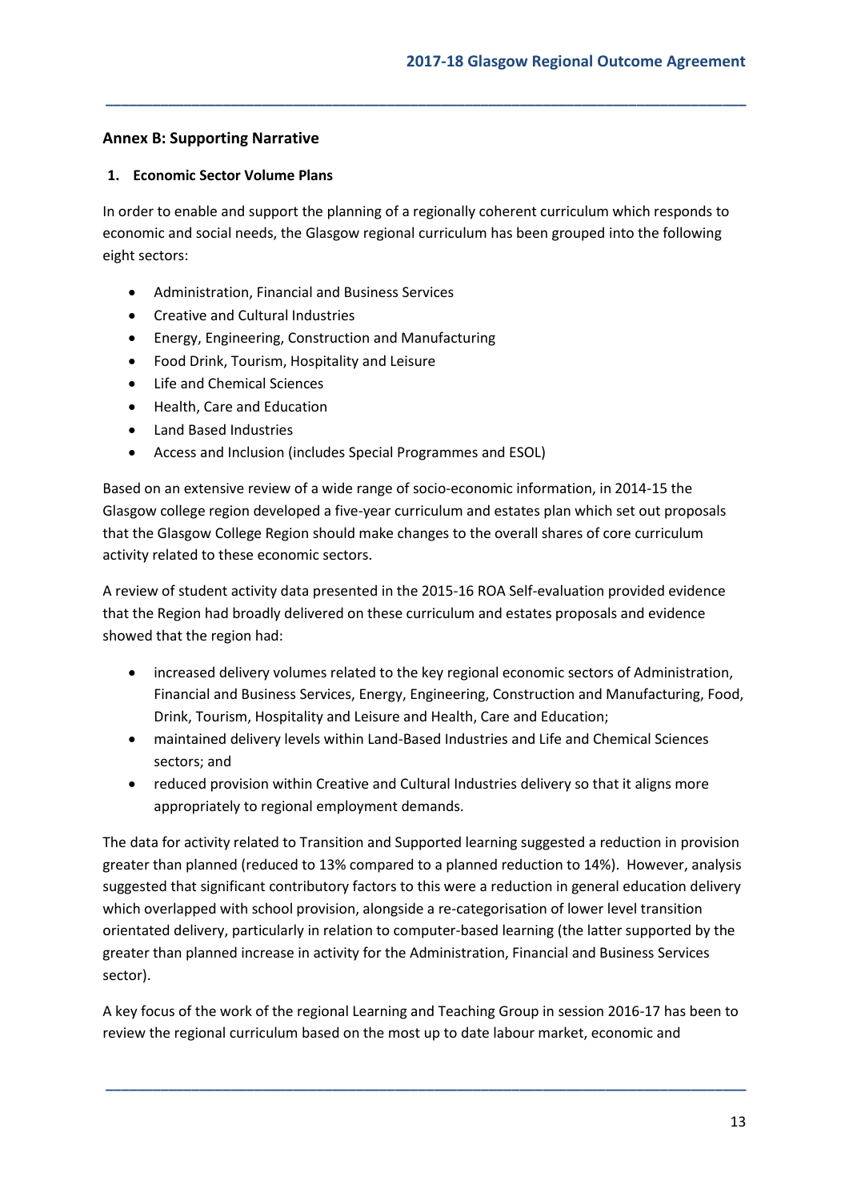## Annex B: Supporting Narrative

### 1. Economic Sector Volume Plans

In order to enable and support the planning of a regionally coherent curriculum which responds to economic and social needs, the Glasgow regional curriculum has been grouped into the following eight sectors:

- Administration, Financial and Business Services
- Creative and Cultural Industries
- Energy, Engineering, Construction and Manufacturing
- Food Drink, Tourism, Hospitality and Leisure
- Life and Chemical Sciences
- Health, Care and Education
- Land Based Industries
- Access and Inclusion (includes Special Programmes and ESOL)

Based on an extensive review of a wide range of socio-economic information, in 2014-15 the Glasgow college region developed a five-year curriculum and estates plan which set out proposals that the Glasgow College Region should make changes to the overall shares of core curriculum activity related to these economic sectors.

A review of student activity data presented in the 2015-16 ROA Self-evaluation provided evidence that the Region had broadly delivered on these curriculum and estates proposals and evidence showed that the region had:

- increased delivery volumes related to the key regional economic sectors of Administration, Financial and Business Services, Energy, Engineering, Construction and Manufacturing, Food, Drink, Tourism, Hospitality and Leisure and Health, Care and Education;
- maintained delivery levels within Land-Based Industries and Life and Chemical Sciences sectors; and
- reduced provision within Creative and Cultural Industries delivery so that it aligns more appropriately to regional employment demands.

The data for activity related to Transition and Supported learning suggested a reduction in provision greater than planned (reduced to 13% compared to a planned reduction to 14%). However, analysis suggested that significant contributory factors to this were a reduction in general education delivery which overlapped with school provision, alongside a re-categorisation of lower level transition orientated delivery, particularly in relation to computer-based learning (the latter supported by the greater than planned increase in activity for the Administration, Financial and Business Services sector).

A key focus of the work of the regional Learning and Teaching Group in session 2016-17 has been to review the regional curriculum based on the most up to date labour market, economic and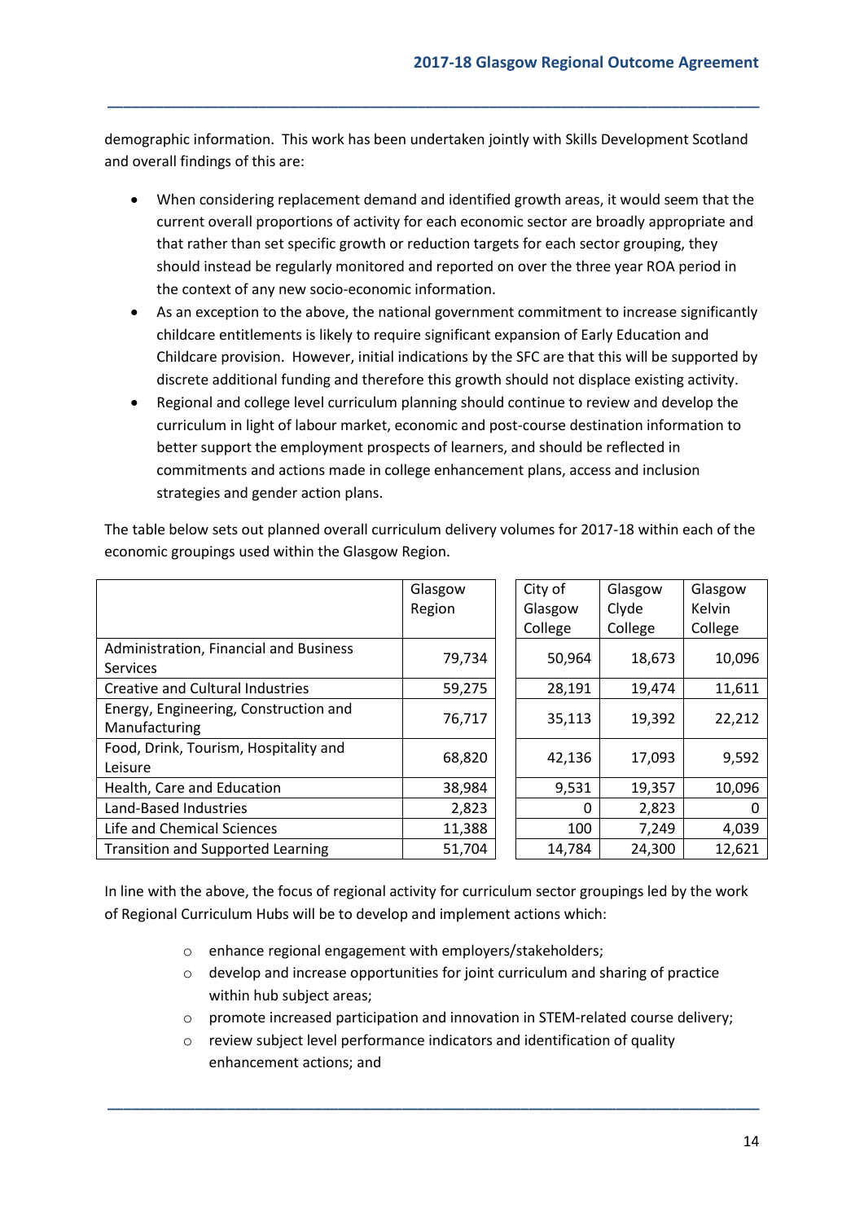demographic information. This work has been undertaken jointly with Skills Development Scotland and overall findings of this are:

- When considering replacement demand and identified growth areas, it would seem that the current overall proportions of activity for each economic sector are broadly appropriate and that rather than set specific growth or reduction targets for each sector grouping, they should instead be regularly monitored and reported on over the three year ROA period in the context of any new socio-economic information.
- As an exception to the above, the national government commitment to increase significantly childcare entitlements is likely to require significant expansion of Early Education and Childcare provision. However, initial indications by the SFC are that this will be supported by discrete additional funding and therefore this growth should not displace existing activity.
- Regional and college level curriculum planning should continue to review and develop the curriculum in light of labour market, economic and post-course destination information to better support the employment prospects of learners, and should be reflected in commitments and actions made in college enhancement plans, access and inclusion strategies and gender action plans.

The table below sets out planned overall curriculum delivery volumes for 2017-18 within each of the economic groupings used within the Glasgow Region.

| | Glasgow Region | City of Glasgow College | Glasgow Clyde College | Glasgow Kelvin College |
|---|---|---|---|---|
| Administration, Financial and Business Services | 79,734 | 50,964 | 18,673 | 10,096 |
| Creative and Cultural Industries | 59,275 | 28,191 | 19,474 | 11,611 |
| Energy, Engineering, Construction and Manufacturing | 76,717 | 35,113 | 19,392 | 22,212 |
| Food, Drink, Tourism, Hospitality and Leisure | 68,820 | 42,136 | 17,093 | 9,592 |
| Health, Care and Education | 38,984 | 9,531 | 19,357 | 10,096 |
| Land-Based Industries | 2,823 | 0 | 2,823 | 0 |
| Life and Chemical Sciences | 11,388 | 100 | 7,249 | 4,039 |
| Transition and Supported Learning | 51,704 | 14,784 | 24,300 | 12,621 |

In line with the above, the focus of regional activity for curriculum sector groupings led by the work of Regional Curriculum Hubs will be to develop and implement actions which:

- enhance regional engagement with employers/stakeholders;
- develop and increase opportunities for joint curriculum and sharing of practice within hub subject areas;
- promote increased participation and innovation in STEM-related course delivery;
- review subject level performance indicators and identification of quality enhancement actions; and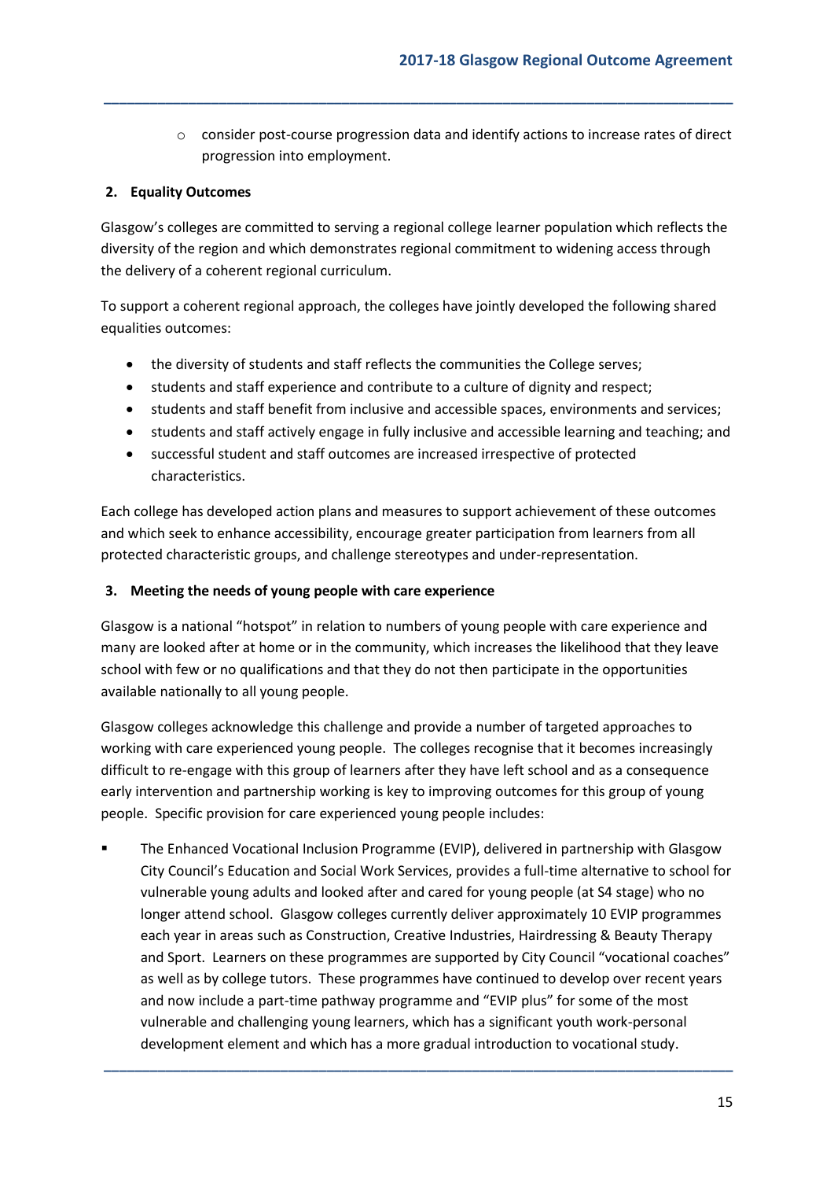- consider post-course progression data and identify actions to increase rates of direct progression into employment.

**2. Equality Outcomes**

Glasgow's colleges are committed to serving a regional college learner population which reflects the diversity of the region and which demonstrates regional commitment to widening access through the delivery of a coherent regional curriculum.

To support a coherent regional approach, the colleges have jointly developed the following shared equalities outcomes:

- the diversity of students and staff reflects the communities the College serves;
- students and staff experience and contribute to a culture of dignity and respect;
- students and staff benefit from inclusive and accessible spaces, environments and services;
- students and staff actively engage in fully inclusive and accessible learning and teaching; and
- successful student and staff outcomes are increased irrespective of protected characteristics.

Each college has developed action plans and measures to support achievement of these outcomes and which seek to enhance accessibility, encourage greater participation from learners from all protected characteristic groups, and challenge stereotypes and under-representation.

**3. Meeting the needs of young people with care experience**

Glasgow is a national "hotspot" in relation to numbers of young people with care experience and many are looked after at home or in the community, which increases the likelihood that they leave school with few or no qualifications and that they do not then participate in the opportunities available nationally to all young people.

Glasgow colleges acknowledge this challenge and provide a number of targeted approaches to working with care experienced young people. The colleges recognise that it becomes increasingly difficult to re-engage with this group of learners after they have left school and as a consequence early intervention and partnership working is key to improving outcomes for this group of young people. Specific provision for care experienced young people includes:

- The Enhanced Vocational Inclusion Programme (EVIP), delivered in partnership with Glasgow City Council's Education and Social Work Services, provides a full-time alternative to school for vulnerable young adults and looked after and cared for young people (at S4 stage) who no longer attend school. Glasgow colleges currently deliver approximately 10 EVIP programmes each year in areas such as Construction, Creative Industries, Hairdressing & Beauty Therapy and Sport. Learners on these programmes are supported by City Council "vocational coaches" as well as by college tutors. These programmes have continued to develop over recent years and now include a part-time pathway programme and "EVIP plus" for some of the most vulnerable and challenging young learners, which has a significant youth work-personal development element and which has a more gradual introduction to vocational study.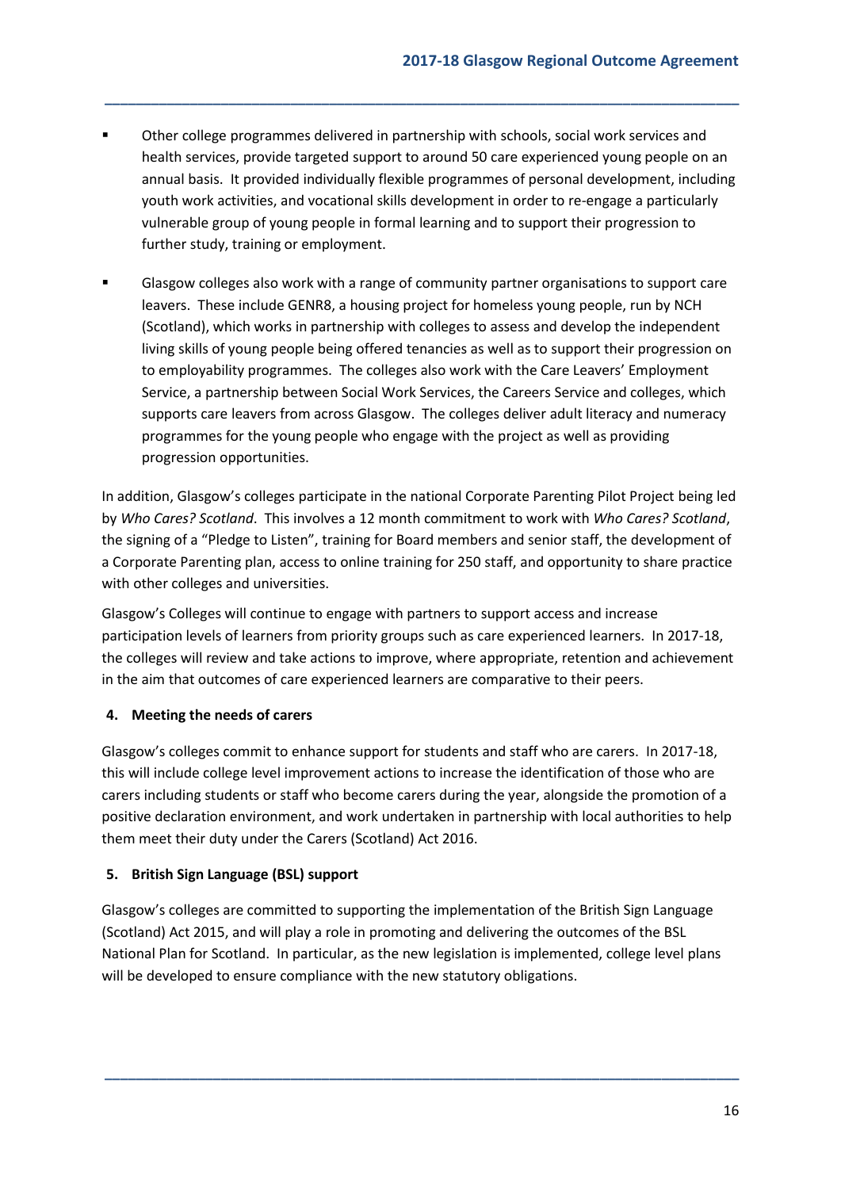- Other college programmes delivered in partnership with schools, social work services and health services, provide targeted support to around 50 care experienced young people on an annual basis. It provided individually flexible programmes of personal development, including youth work activities, and vocational skills development in order to re-engage a particularly vulnerable group of young people in formal learning and to support their progression to further study, training or employment.

- Glasgow colleges also work with a range of community partner organisations to support care leavers. These include GENR8, a housing project for homeless young people, run by NCH (Scotland), which works in partnership with colleges to assess and develop the independent living skills of young people being offered tenancies as well as to support their progression on to employability programmes. The colleges also work with the Care Leavers' Employment Service, a partnership between Social Work Services, the Careers Service and colleges, which supports care leavers from across Glasgow. The colleges deliver adult literacy and numeracy programmes for the young people who engage with the project as well as providing progression opportunities.

In addition, Glasgow's colleges participate in the national Corporate Parenting Pilot Project being led by *Who Cares? Scotland*. This involves a 12 month commitment to work with *Who Cares? Scotland*, the signing of a "Pledge to Listen", training for Board members and senior staff, the development of a Corporate Parenting plan, access to online training for 250 staff, and opportunity to share practice with other colleges and universities.

Glasgow's Colleges will continue to engage with partners to support access and increase participation levels of learners from priority groups such as care experienced learners. In 2017-18, the colleges will review and take actions to improve, where appropriate, retention and achievement in the aim that outcomes of care experienced learners are comparative to their peers.

### 4. Meeting the needs of carers

Glasgow's colleges commit to enhance support for students and staff who are carers. In 2017-18, this will include college level improvement actions to increase the identification of those who are carers including students or staff who become carers during the year, alongside the promotion of a positive declaration environment, and work undertaken in partnership with local authorities to help them meet their duty under the Carers (Scotland) Act 2016.

### 5. British Sign Language (BSL) support

Glasgow's colleges are committed to supporting the implementation of the British Sign Language (Scotland) Act 2015, and will play a role in promoting and delivering the outcomes of the BSL National Plan for Scotland. In particular, as the new legislation is implemented, college level plans will be developed to ensure compliance with the new statutory obligations.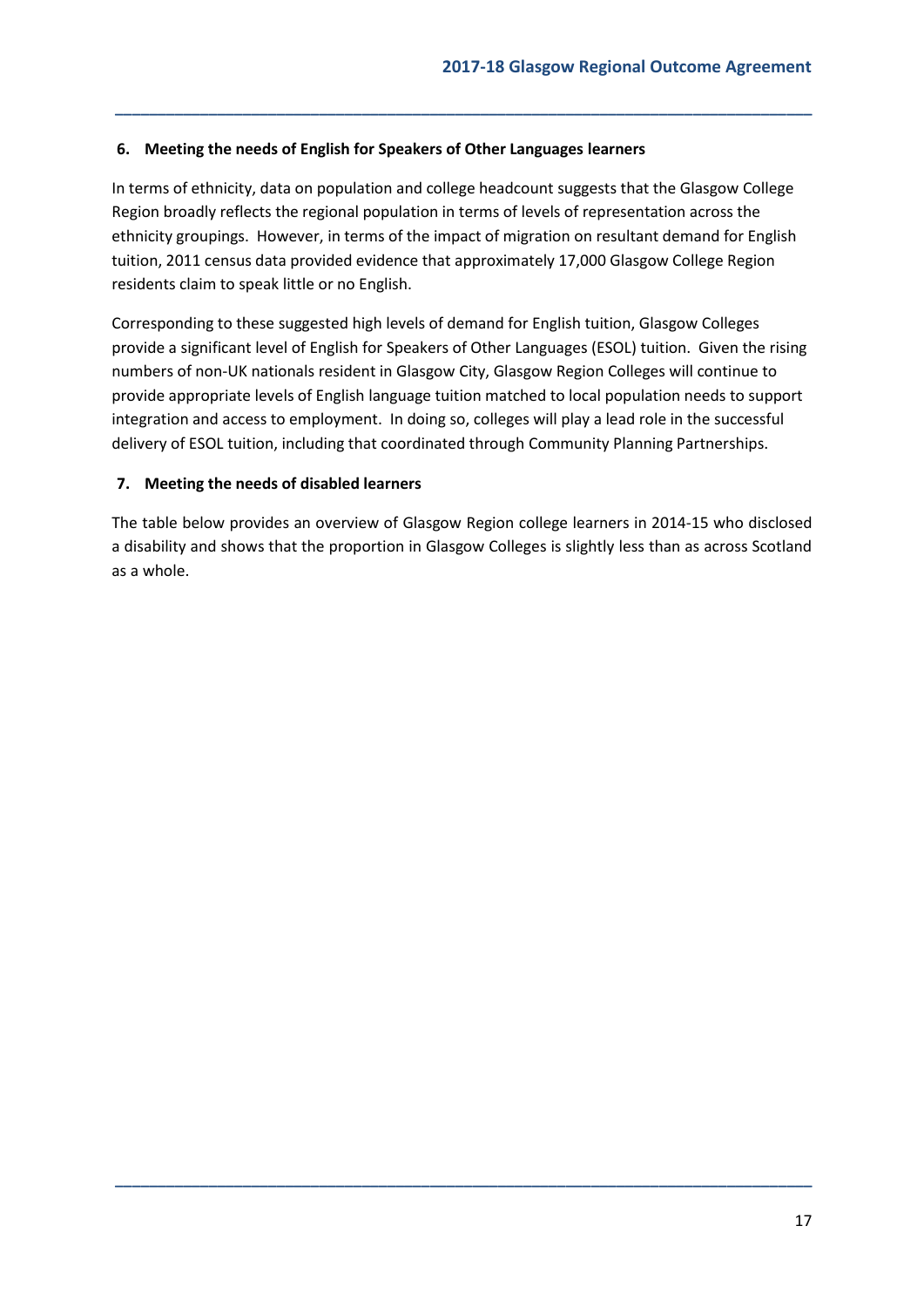## 6. Meeting the needs of English for Speakers of Other Languages learners

In terms of ethnicity, data on population and college headcount suggests that the Glasgow College Region broadly reflects the regional population in terms of levels of representation across the ethnicity groupings. However, in terms of the impact of migration on resultant demand for English tuition, 2011 census data provided evidence that approximately 17,000 Glasgow College Region residents claim to speak little or no English.

Corresponding to these suggested high levels of demand for English tuition, Glasgow Colleges provide a significant level of English for Speakers of Other Languages (ESOL) tuition. Given the rising numbers of non-UK nationals resident in Glasgow City, Glasgow Region Colleges will continue to provide appropriate levels of English language tuition matched to local population needs to support integration and access to employment. In doing so, colleges will play a lead role in the successful delivery of ESOL tuition, including that coordinated through Community Planning Partnerships.

## 7. Meeting the needs of disabled learners

The table below provides an overview of Glasgow Region college learners in 2014-15 who disclosed a disability and shows that the proportion in Glasgow Colleges is slightly less than as across Scotland as a whole.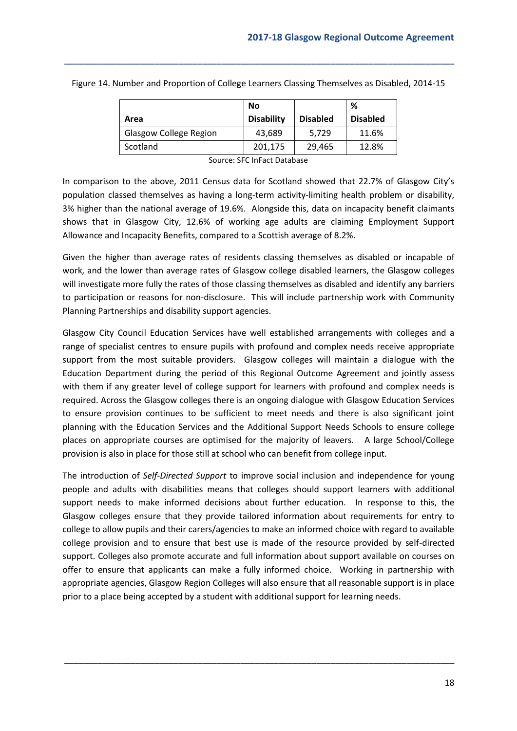Figure 14. Number and Proportion of College Learners Classing Themselves as Disabled, 2014-15

| Area | No Disability | Disabled | % Disabled |
|---|---|---|---|
| Glasgow College Region | 43,689 | 5,729 | 11.6% |
| Scotland | 201,175 | 29,465 | 12.8% |

Source: SFC InFact Database

In comparison to the above, 2011 Census data for Scotland showed that 22.7% of Glasgow City's population classed themselves as having a long-term activity-limiting health problem or disability, 3% higher than the national average of 19.6%. Alongside this, data on incapacity benefit claimants shows that in Glasgow City, 12.6% of working age adults are claiming Employment Support Allowance and Incapacity Benefits, compared to a Scottish average of 8.2%.

Given the higher than average rates of residents classing themselves as disabled or incapable of work, and the lower than average rates of Glasgow college disabled learners, the Glasgow colleges will investigate more fully the rates of those classing themselves as disabled and identify any barriers to participation or reasons for non-disclosure. This will include partnership work with Community Planning Partnerships and disability support agencies.

Glasgow City Council Education Services have well established arrangements with colleges and a range of specialist centres to ensure pupils with profound and complex needs receive appropriate support from the most suitable providers. Glasgow colleges will maintain a dialogue with the Education Department during the period of this Regional Outcome Agreement and jointly assess with them if any greater level of college support for learners with profound and complex needs is required. Across the Glasgow colleges there is an ongoing dialogue with Glasgow Education Services to ensure provision continues to be sufficient to meet needs and there is also significant joint planning with the Education Services and the Additional Support Needs Schools to ensure college places on appropriate courses are optimised for the majority of leavers. A large School/College provision is also in place for those still at school who can benefit from college input.

The introduction of *Self-Directed Support* to improve social inclusion and independence for young people and adults with disabilities means that colleges should support learners with additional support needs to make informed decisions about further education. In response to this, the Glasgow colleges ensure that they provide tailored information about requirements for entry to college to allow pupils and their carers/agencies to make an informed choice with regard to available college provision and to ensure that best use is made of the resource provided by self-directed support. Colleges also promote accurate and full information about support available on courses on offer to ensure that applicants can make a fully informed choice. Working in partnership with appropriate agencies, Glasgow Region Colleges will also ensure that all reasonable support is in place prior to a place being accepted by a student with additional support for learning needs.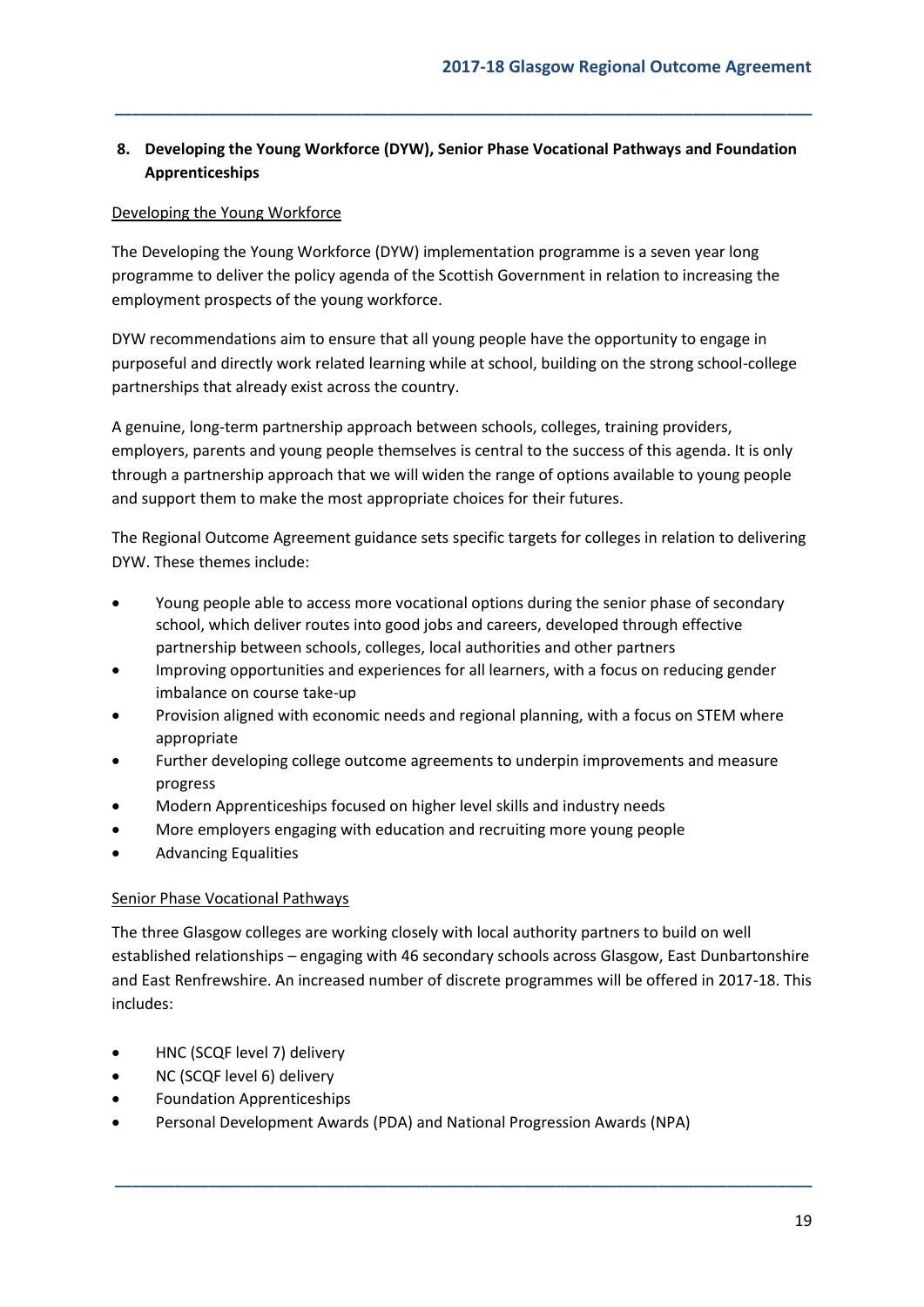## 8. Developing the Young Workforce (DYW), Senior Phase Vocational Pathways and Foundation Apprenticeships

Developing the Young Workforce

The Developing the Young Workforce (DYW) implementation programme is a seven year long programme to deliver the policy agenda of the Scottish Government in relation to increasing the employment prospects of the young workforce.

DYW recommendations aim to ensure that all young people have the opportunity to engage in purposeful and directly work related learning while at school, building on the strong school-college partnerships that already exist across the country.

A genuine, long-term partnership approach between schools, colleges, training providers, employers, parents and young people themselves is central to the success of this agenda. It is only through a partnership approach that we will widen the range of options available to young people and support them to make the most appropriate choices for their futures.

The Regional Outcome Agreement guidance sets specific targets for colleges in relation to delivering DYW. These themes include:

- Young people able to access more vocational options during the senior phase of secondary school, which deliver routes into good jobs and careers, developed through effective partnership between schools, colleges, local authorities and other partners
- Improving opportunities and experiences for all learners, with a focus on reducing gender imbalance on course take-up
- Provision aligned with economic needs and regional planning, with a focus on STEM where appropriate
- Further developing college outcome agreements to underpin improvements and measure progress
- Modern Apprenticeships focused on higher level skills and industry needs
- More employers engaging with education and recruiting more young people
- Advancing Equalities

Senior Phase Vocational Pathways

The three Glasgow colleges are working closely with local authority partners to build on well established relationships – engaging with 46 secondary schools across Glasgow, East Dunbartonshire and East Renfrewshire. An increased number of discrete programmes will be offered in 2017-18. This includes:

- HNC (SCQF level 7) delivery
- NC (SCQF level 6) delivery
- Foundation Apprenticeships
- Personal Development Awards (PDA) and National Progression Awards (NPA)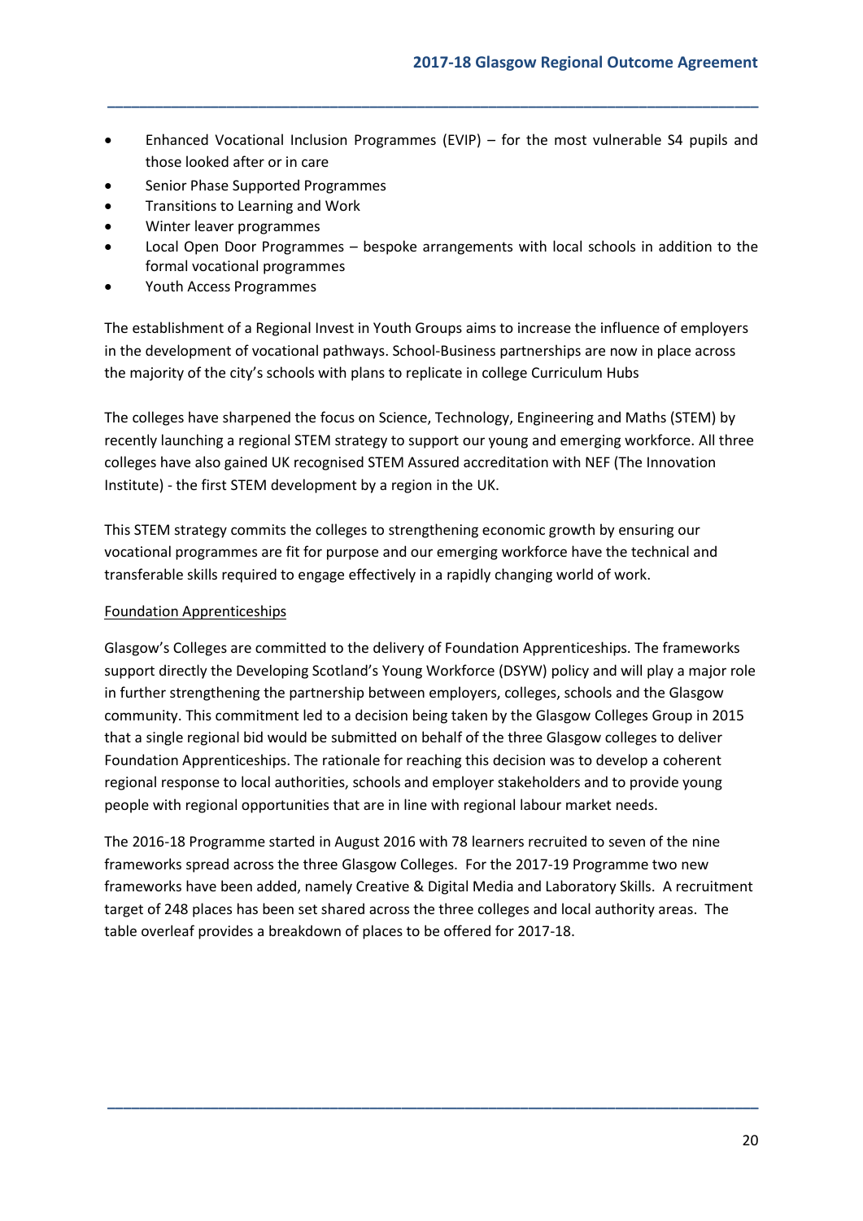- Enhanced Vocational Inclusion Programmes (EVIP) – for the most vulnerable S4 pupils and those looked after or in care
- Senior Phase Supported Programmes
- Transitions to Learning and Work
- Winter leaver programmes
- Local Open Door Programmes – bespoke arrangements with local schools in addition to the formal vocational programmes
- Youth Access Programmes

The establishment of a Regional Invest in Youth Groups aims to increase the influence of employers in the development of vocational pathways. School-Business partnerships are now in place across the majority of the city's schools with plans to replicate in college Curriculum Hubs

The colleges have sharpened the focus on Science, Technology, Engineering and Maths (STEM) by recently launching a regional STEM strategy to support our young and emerging workforce. All three colleges have also gained UK recognised STEM Assured accreditation with NEF (The Innovation Institute) - the first STEM development by a region in the UK.

This STEM strategy commits the colleges to strengthening economic growth by ensuring our vocational programmes are fit for purpose and our emerging workforce have the technical and transferable skills required to engage effectively in a rapidly changing world of work.

Foundation Apprenticeships

Glasgow's Colleges are committed to the delivery of Foundation Apprenticeships. The frameworks support directly the Developing Scotland's Young Workforce (DSYW) policy and will play a major role in further strengthening the partnership between employers, colleges, schools and the Glasgow community. This commitment led to a decision being taken by the Glasgow Colleges Group in 2015 that a single regional bid would be submitted on behalf of the three Glasgow colleges to deliver Foundation Apprenticeships. The rationale for reaching this decision was to develop a coherent regional response to local authorities, schools and employer stakeholders and to provide young people with regional opportunities that are in line with regional labour market needs.

The 2016-18 Programme started in August 2016 with 78 learners recruited to seven of the nine frameworks spread across the three Glasgow Colleges. For the 2017-19 Programme two new frameworks have been added, namely Creative & Digital Media and Laboratory Skills. A recruitment target of 248 places has been set shared across the three colleges and local authority areas. The table overleaf provides a breakdown of places to be offered for 2017-18.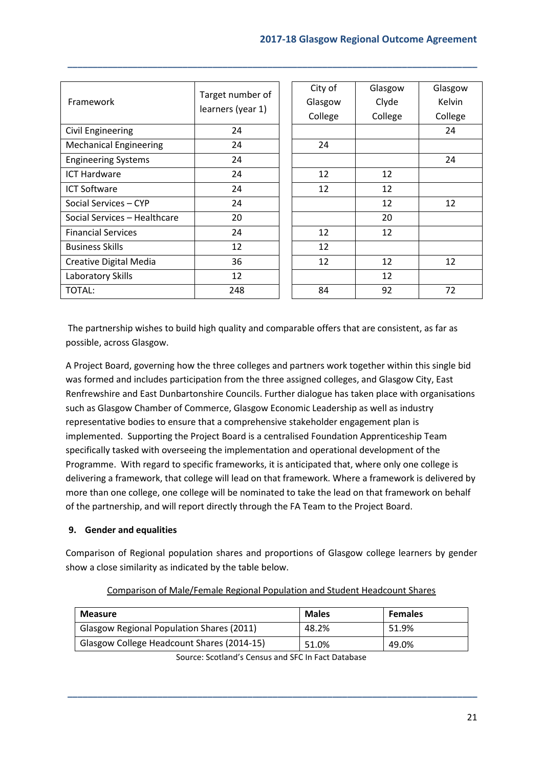| Framework | Target number of learners (year 1) | City of Glasgow College | Glasgow Clyde College | Glasgow Kelvin College |
|---|---|---|---|---|
| Civil Engineering | 24 | | | 24 |
| Mechanical Engineering | 24 | 24 | | |
| Engineering Systems | 24 | | | 24 |
| ICT Hardware | 24 | 12 | 12 | |
| ICT Software | 24 | 12 | 12 | |
| Social Services – CYP | 24 | | 12 | 12 |
| Social Services – Healthcare | 20 | | 20 | |
| Financial Services | 24 | 12 | 12 | |
| Business Skills | 12 | 12 | | |
| Creative Digital Media | 36 | 12 | 12 | 12 |
| Laboratory Skills | 12 | | 12 | |
| TOTAL: | 248 | 84 | 92 | 72 |

The partnership wishes to build high quality and comparable offers that are consistent, as far as possible, across Glasgow.

A Project Board, governing how the three colleges and partners work together within this single bid was formed and includes participation from the three assigned colleges, and Glasgow City, East Renfrewshire and East Dunbartonshire Councils. Further dialogue has taken place with organisations such as Glasgow Chamber of Commerce, Glasgow Economic Leadership as well as industry representative bodies to ensure that a comprehensive stakeholder engagement plan is implemented. Supporting the Project Board is a centralised Foundation Apprenticeship Team specifically tasked with overseeing the implementation and operational development of the Programme. With regard to specific frameworks, it is anticipated that, where only one college is delivering a framework, that college will lead on that framework. Where a framework is delivered by more than one college, one college will be nominated to take the lead on that framework on behalf of the partnership, and will report directly through the FA Team to the Project Board.

## 9. Gender and equalities

Comparison of Regional population shares and proportions of Glasgow college learners by gender show a close similarity as indicated by the table below.

Comparison of Male/Female Regional Population and Student Headcount Shares

| Measure | Males | Females |
|---|---|---|
| Glasgow Regional Population Shares (2011) | 48.2% | 51.9% |
| Glasgow College Headcount Shares (2014-15) | 51.0% | 49.0% |

Source: Scotland's Census and SFC In Fact Database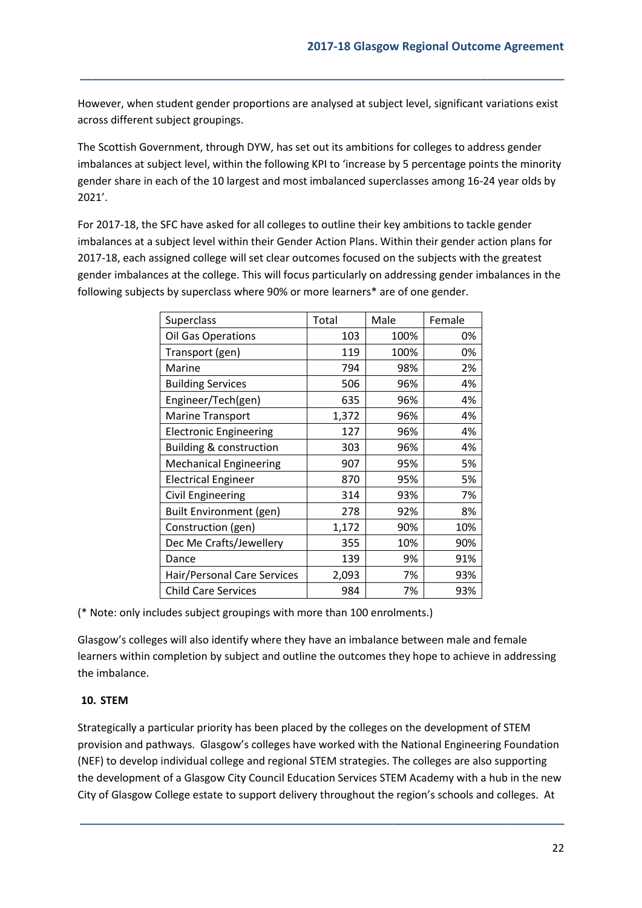However, when student gender proportions are analysed at subject level, significant variations exist across different subject groupings.

The Scottish Government, through DYW, has set out its ambitions for colleges to address gender imbalances at subject level, within the following KPI to 'increase by 5 percentage points the minority gender share in each of the 10 largest and most imbalanced superclasses among 16-24 year olds by 2021'.

For 2017-18, the SFC have asked for all colleges to outline their key ambitions to tackle gender imbalances at a subject level within their Gender Action Plans. Within their gender action plans for 2017-18, each assigned college will set clear outcomes focused on the subjects with the greatest gender imbalances at the college. This will focus particularly on addressing gender imbalances in the following subjects by superclass where 90% or more learners* are of one gender.

| Superclass | Total | Male | Female |
|---|---|---|---|
| Oil Gas Operations | 103 | 100% | 0% |
| Transport (gen) | 119 | 100% | 0% |
| Marine | 794 | 98% | 2% |
| Building Services | 506 | 96% | 4% |
| Engineer/Tech(gen) | 635 | 96% | 4% |
| Marine Transport | 1,372 | 96% | 4% |
| Electronic Engineering | 127 | 96% | 4% |
| Building & construction | 303 | 96% | 4% |
| Mechanical Engineering | 907 | 95% | 5% |
| Electrical Engineer | 870 | 95% | 5% |
| Civil Engineering | 314 | 93% | 7% |
| Built Environment (gen) | 278 | 92% | 8% |
| Construction (gen) | 1,172 | 90% | 10% |
| Dec Me Crafts/Jewellery | 355 | 10% | 90% |
| Dance | 139 | 9% | 91% |
| Hair/Personal Care Services | 2,093 | 7% | 93% |
| Child Care Services | 984 | 7% | 93% |

(* Note: only includes subject groupings with more than 100 enrolments.)

Glasgow's colleges will also identify where they have an imbalance between male and female learners within completion by subject and outline the outcomes they hope to achieve in addressing the imbalance.

## 10. STEM

Strategically a particular priority has been placed by the colleges on the development of STEM provision and pathways. Glasgow's colleges have worked with the National Engineering Foundation (NEF) to develop individual college and regional STEM strategies. The colleges are also supporting the development of a Glasgow City Council Education Services STEM Academy with a hub in the new City of Glasgow College estate to support delivery throughout the region's schools and colleges. At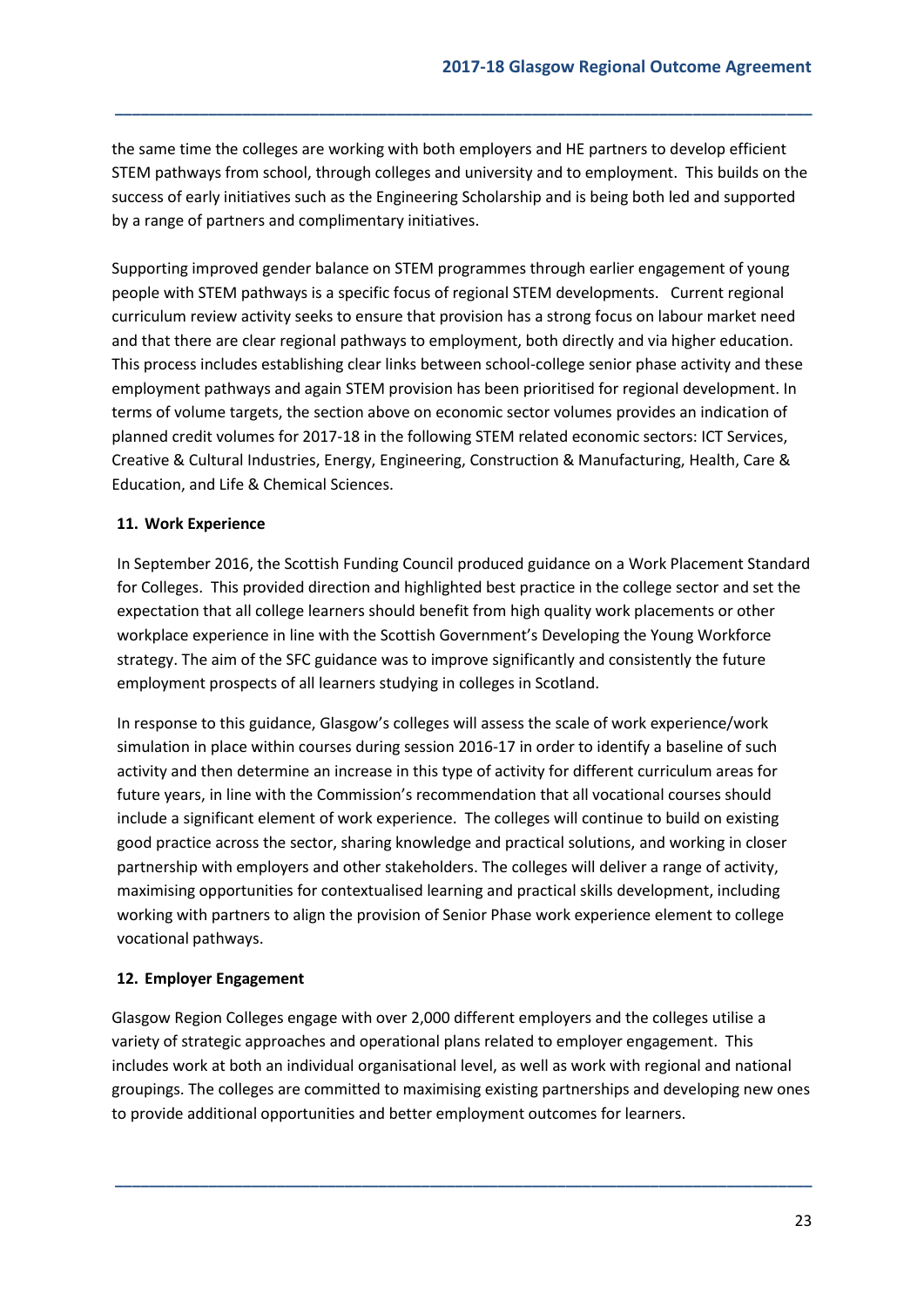the same time the colleges are working with both employers and HE partners to develop efficient STEM pathways from school, through colleges and university and to employment. This builds on the success of early initiatives such as the Engineering Scholarship and is being both led and supported by a range of partners and complimentary initiatives.

Supporting improved gender balance on STEM programmes through earlier engagement of young people with STEM pathways is a specific focus of regional STEM developments. Current regional curriculum review activity seeks to ensure that provision has a strong focus on labour market need and that there are clear regional pathways to employment, both directly and via higher education. This process includes establishing clear links between school-college senior phase activity and these employment pathways and again STEM provision has been prioritised for regional development. In terms of volume targets, the section above on economic sector volumes provides an indication of planned credit volumes for 2017-18 in the following STEM related economic sectors: ICT Services, Creative & Cultural Industries, Energy, Engineering, Construction & Manufacturing, Health, Care & Education, and Life & Chemical Sciences.

## 11. Work Experience

In September 2016, the Scottish Funding Council produced guidance on a Work Placement Standard for Colleges. This provided direction and highlighted best practice in the college sector and set the expectation that all college learners should benefit from high quality work placements or other workplace experience in line with the Scottish Government's Developing the Young Workforce strategy. The aim of the SFC guidance was to improve significantly and consistently the future employment prospects of all learners studying in colleges in Scotland.

In response to this guidance, Glasgow's colleges will assess the scale of work experience/work simulation in place within courses during session 2016-17 in order to identify a baseline of such activity and then determine an increase in this type of activity for different curriculum areas for future years, in line with the Commission's recommendation that all vocational courses should include a significant element of work experience. The colleges will continue to build on existing good practice across the sector, sharing knowledge and practical solutions, and working in closer partnership with employers and other stakeholders. The colleges will deliver a range of activity, maximising opportunities for contextualised learning and practical skills development, including working with partners to align the provision of Senior Phase work experience element to college vocational pathways.

## 12. Employer Engagement

Glasgow Region Colleges engage with over 2,000 different employers and the colleges utilise a variety of strategic approaches and operational plans related to employer engagement. This includes work at both an individual organisational level, as well as work with regional and national groupings. The colleges are committed to maximising existing partnerships and developing new ones to provide additional opportunities and better employment outcomes for learners.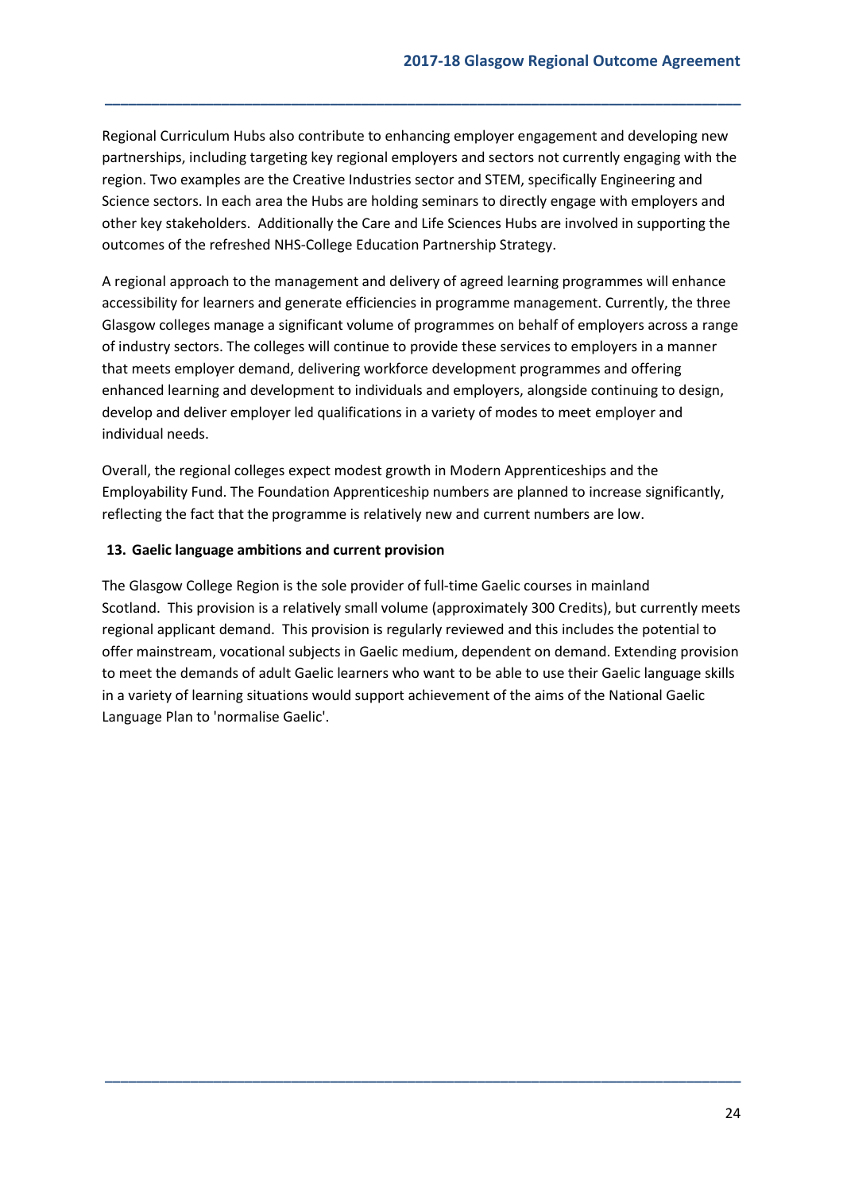Regional Curriculum Hubs also contribute to enhancing employer engagement and developing new partnerships, including targeting key regional employers and sectors not currently engaging with the region. Two examples are the Creative Industries sector and STEM, specifically Engineering and Science sectors. In each area the Hubs are holding seminars to directly engage with employers and other key stakeholders. Additionally the Care and Life Sciences Hubs are involved in supporting the outcomes of the refreshed NHS-College Education Partnership Strategy.

A regional approach to the management and delivery of agreed learning programmes will enhance accessibility for learners and generate efficiencies in programme management. Currently, the three Glasgow colleges manage a significant volume of programmes on behalf of employers across a range of industry sectors. The colleges will continue to provide these services to employers in a manner that meets employer demand, delivering workforce development programmes and offering enhanced learning and development to individuals and employers, alongside continuing to design, develop and deliver employer led qualifications in a variety of modes to meet employer and individual needs.

Overall, the regional colleges expect modest growth in Modern Apprenticeships and the Employability Fund. The Foundation Apprenticeship numbers are planned to increase significantly, reflecting the fact that the programme is relatively new and current numbers are low.

### 13. Gaelic language ambitions and current provision

The Glasgow College Region is the sole provider of full-time Gaelic courses in mainland Scotland. This provision is a relatively small volume (approximately 300 Credits), but currently meets regional applicant demand. This provision is regularly reviewed and this includes the potential to offer mainstream, vocational subjects in Gaelic medium, dependent on demand. Extending provision to meet the demands of adult Gaelic learners who want to be able to use their Gaelic language skills in a variety of learning situations would support achievement of the aims of the National Gaelic Language Plan to 'normalise Gaelic'.